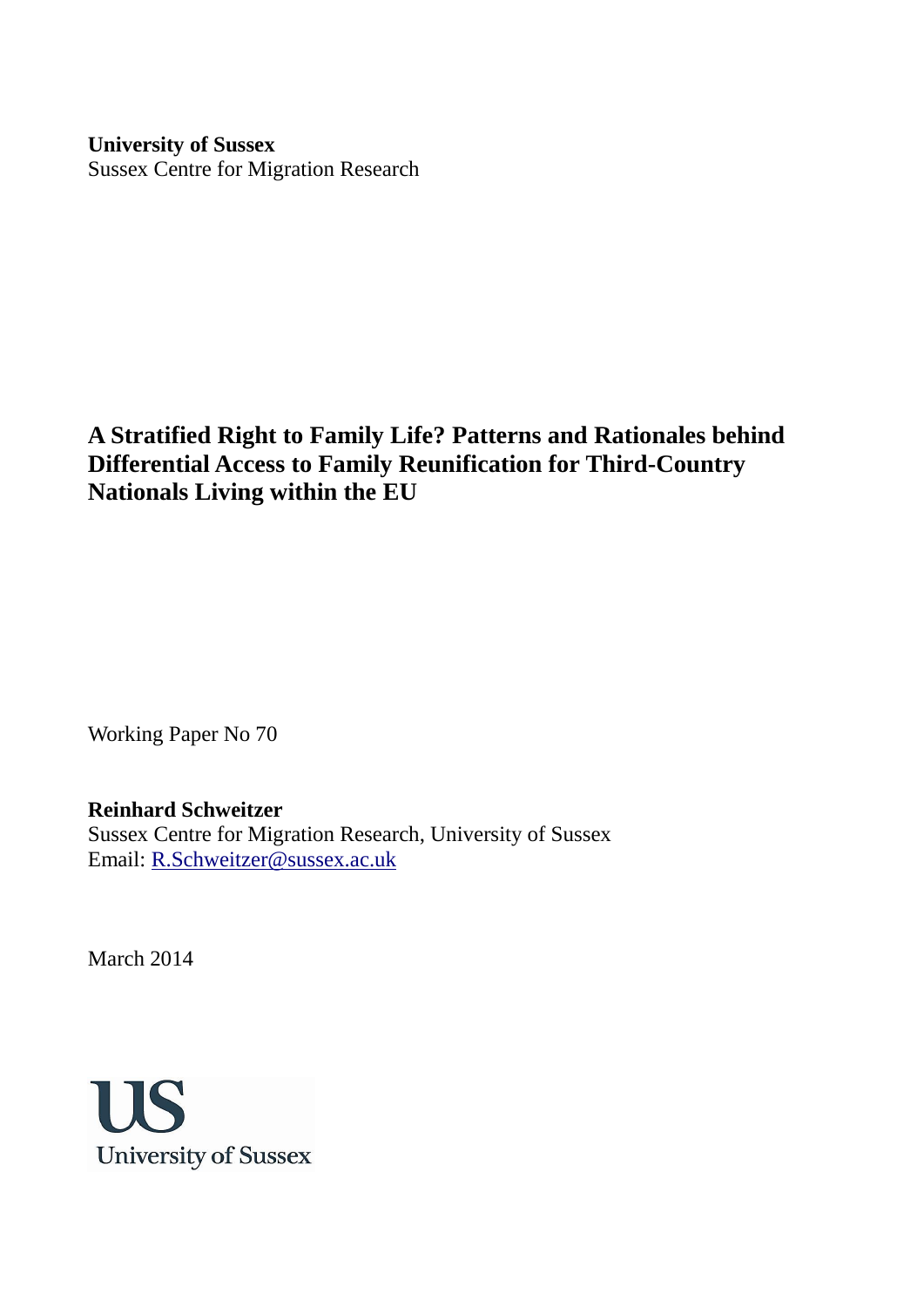**University of Sussex**
Sussex Centre for Migration Research

# A Stratified Right to Family Life? Patterns and Rationales behind Differential Access to Family Reunification for Third-Country Nationals Living within the EU

Working Paper No 70

**Reinhard Schweitzer**
Sussex Centre for Migration Research, University of Sussex
Email: R.Schweitzer@sussex.ac.uk

March 2014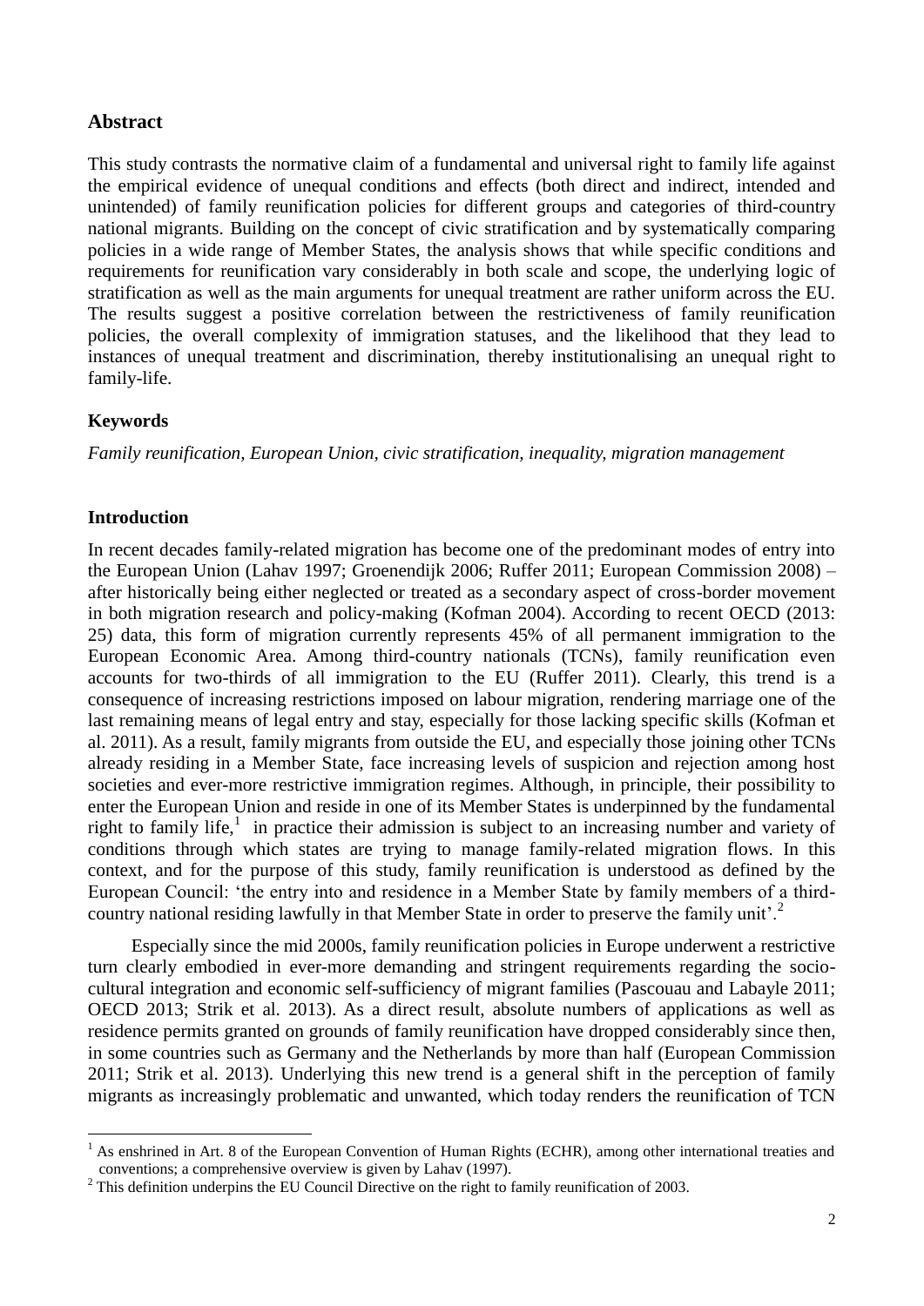## Abstract

This study contrasts the normative claim of a fundamental and universal right to family life against the empirical evidence of unequal conditions and effects (both direct and indirect, intended and unintended) of family reunification policies for different groups and categories of third-country national migrants. Building on the concept of civic stratification and by systematically comparing policies in a wide range of Member States, the analysis shows that while specific conditions and requirements for reunification vary considerably in both scale and scope, the underlying logic of stratification as well as the main arguments for unequal treatment are rather uniform across the EU. The results suggest a positive correlation between the restrictiveness of family reunification policies, the overall complexity of immigration statuses, and the likelihood that they lead to instances of unequal treatment and discrimination, thereby institutionalising an unequal right to family-life.

## Keywords

*Family reunification, European Union, civic stratification, inequality, migration management*

## Introduction

In recent decades family-related migration has become one of the predominant modes of entry into the European Union (Lahav 1997; Groenendijk 2006; Ruffer 2011; European Commission 2008) – after historically being either neglected or treated as a secondary aspect of cross-border movement in both migration research and policy-making (Kofman 2004). According to recent OECD (2013: 25) data, this form of migration currently represents 45% of all permanent immigration to the European Economic Area. Among third-country nationals (TCNs), family reunification even accounts for two-thirds of all immigration to the EU (Ruffer 2011). Clearly, this trend is a consequence of increasing restrictions imposed on labour migration, rendering marriage one of the last remaining means of legal entry and stay, especially for those lacking specific skills (Kofman et al. 2011). As a result, family migrants from outside the EU, and especially those joining other TCNs already residing in a Member State, face increasing levels of suspicion and rejection among host societies and ever-more restrictive immigration regimes. Although, in principle, their possibility to enter the European Union and reside in one of its Member States is underpinned by the fundamental right to family life,[1] in practice their admission is subject to an increasing number and variety of conditions through which states are trying to manage family-related migration flows. In this context, and for the purpose of this study, family reunification is understood as defined by the European Council: 'the entry into and residence in a Member State by family members of a third-country national residing lawfully in that Member State in order to preserve the family unit'.[2]

Especially since the mid 2000s, family reunification policies in Europe underwent a restrictive turn clearly embodied in ever-more demanding and stringent requirements regarding the socio-cultural integration and economic self-sufficiency of migrant families (Pascouau and Labayle 2011; OECD 2013; Strik et al. 2013). As a direct result, absolute numbers of applications as well as residence permits granted on grounds of family reunification have dropped considerably since then, in some countries such as Germany and the Netherlands by more than half (European Commission 2011; Strik et al. 2013). Underlying this new trend is a general shift in the perception of family migrants as increasingly problematic and unwanted, which today renders the reunification of TCN

---

[1] As enshrined in Art. 8 of the European Convention of Human Rights (ECHR), among other international treaties and conventions; a comprehensive overview is given by Lahav (1997).

[2] This definition underpins the EU Council Directive on the right to family reunification of 2003.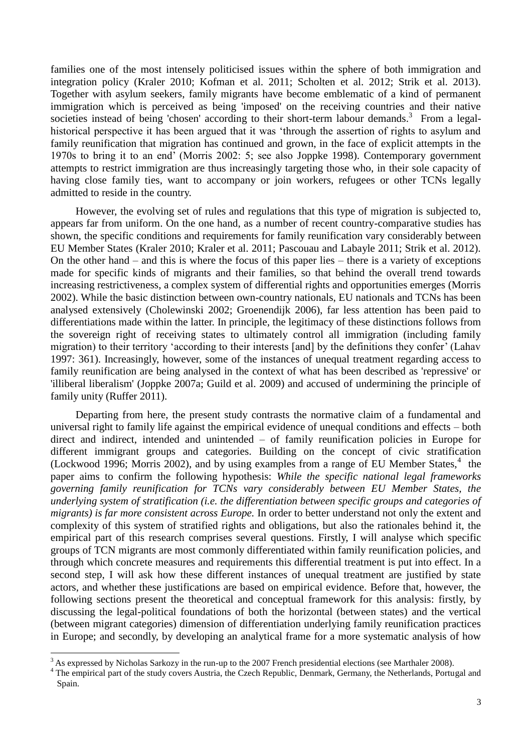families one of the most intensely politicised issues within the sphere of both immigration and integration policy (Kraler 2010; Kofman et al. 2011; Scholten et al. 2012; Strik et al. 2013). Together with asylum seekers, family migrants have become emblematic of a kind of permanent immigration which is perceived as being 'imposed' on the receiving countries and their native societies instead of being 'chosen' according to their short-term labour demands.[3] From a legal-historical perspective it has been argued that it was 'through the assertion of rights to asylum and family reunification that migration has continued and grown, in the face of explicit attempts in the 1970s to bring it to an end' (Morris 2002: 5; see also Joppke 1998). Contemporary government attempts to restrict immigration are thus increasingly targeting those who, in their sole capacity of having close family ties, want to accompany or join workers, refugees or other TCNs legally admitted to reside in the country.

However, the evolving set of rules and regulations that this type of migration is subjected to, appears far from uniform. On the one hand, as a number of recent country-comparative studies has shown, the specific conditions and requirements for family reunification vary considerably between EU Member States (Kraler 2010; Kraler et al. 2011; Pascouau and Labayle 2011; Strik et al. 2012). On the other hand – and this is where the focus of this paper lies – there is a variety of exceptions made for specific kinds of migrants and their families, so that behind the overall trend towards increasing restrictiveness, a complex system of differential rights and opportunities emerges (Morris 2002). While the basic distinction between own-country nationals, EU nationals and TCNs has been analysed extensively (Cholewinski 2002; Groenendijk 2006), far less attention has been paid to differentiations made within the latter. In principle, the legitimacy of these distinctions follows from the sovereign right of receiving states to ultimately control all immigration (including family migration) to their territory 'according to their interests [and] by the definitions they confer' (Lahav 1997: 361). Increasingly, however, some of the instances of unequal treatment regarding access to family reunification are being analysed in the context of what has been described as 'repressive' or 'illiberal liberalism' (Joppke 2007a; Guild et al. 2009) and accused of undermining the principle of family unity (Ruffer 2011).

Departing from here, the present study contrasts the normative claim of a fundamental and universal right to family life against the empirical evidence of unequal conditions and effects – both direct and indirect, intended and unintended – of family reunification policies in Europe for different immigrant groups and categories. Building on the concept of civic stratification (Lockwood 1996; Morris 2002), and by using examples from a range of EU Member States,[4] the paper aims to confirm the following hypothesis: *While the specific national legal frameworks governing family reunification for TCNs vary considerably between EU Member States, the underlying system of stratification (i.e. the differentiation between specific groups and categories of migrants) is far more consistent across Europe.* In order to better understand not only the extent and complexity of this system of stratified rights and obligations, but also the rationales behind it, the empirical part of this research comprises several questions. Firstly, I will analyse which specific groups of TCN migrants are most commonly differentiated within family reunification policies, and through which concrete measures and requirements this differential treatment is put into effect. In a second step, I will ask how these different instances of unequal treatment are justified by state actors, and whether these justifications are based on empirical evidence. Before that, however, the following sections present the theoretical and conceptual framework for this analysis: firstly, by discussing the legal-political foundations of both the horizontal (between states) and the vertical (between migrant categories) dimension of differentiation underlying family reunification practices in Europe; and secondly, by developing an analytical frame for a more systematic analysis of how

[3] As expressed by Nicholas Sarkozy in the run-up to the 2007 French presidential elections (see Marthaler 2008).

[4] The empirical part of the study covers Austria, the Czech Republic, Denmark, Germany, the Netherlands, Portugal and Spain.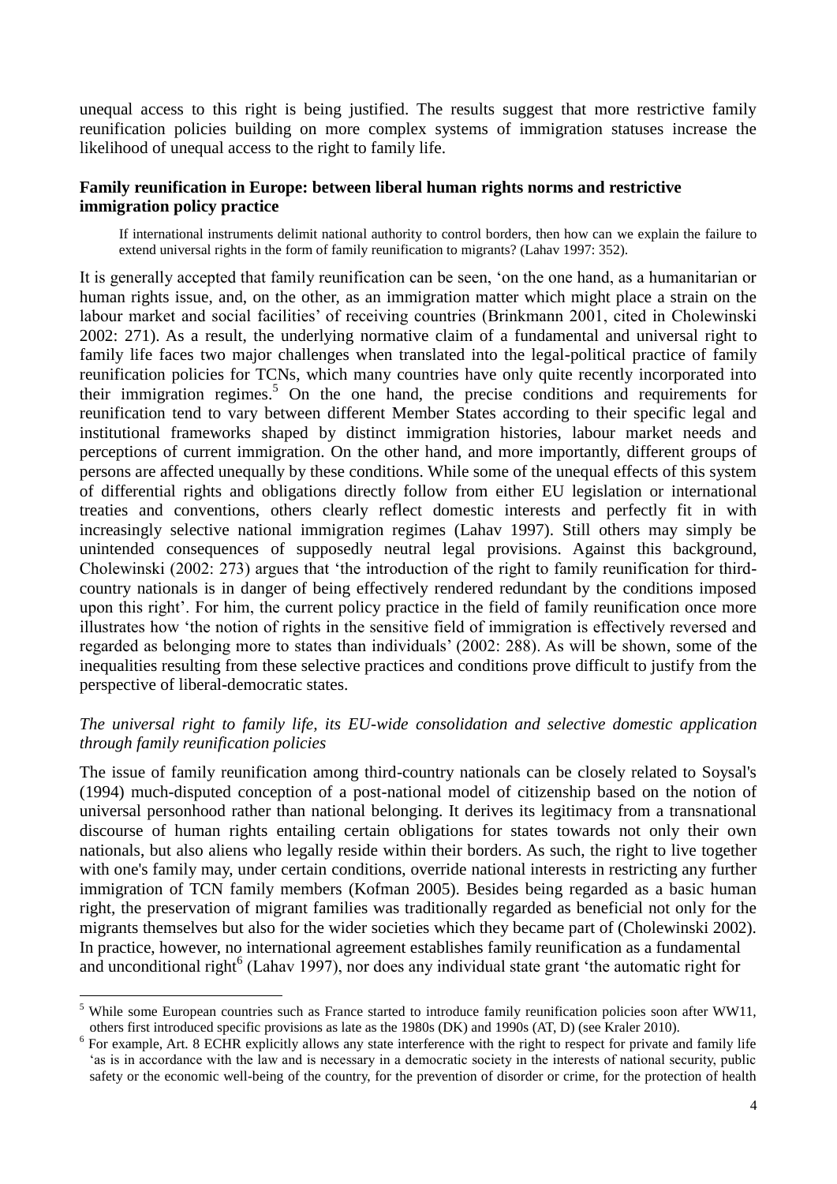unequal access to this right is being justified. The results suggest that more restrictive family reunification policies building on more complex systems of immigration statuses increase the likelihood of unequal access to the right to family life.

## Family reunification in Europe: between liberal human rights norms and restrictive immigration policy practice

> If international instruments delimit national authority to control borders, then how can we explain the failure to extend universal rights in the form of family reunification to migrants? (Lahav 1997: 352).

It is generally accepted that family reunification can be seen, 'on the one hand, as a humanitarian or human rights issue, and, on the other, as an immigration matter which might place a strain on the labour market and social facilities' of receiving countries (Brinkmann 2001, cited in Cholewinski 2002: 271). As a result, the underlying normative claim of a fundamental and universal right to family life faces two major challenges when translated into the legal-political practice of family reunification policies for TCNs, which many countries have only quite recently incorporated into their immigration regimes.[5] On the one hand, the precise conditions and requirements for reunification tend to vary between different Member States according to their specific legal and institutional frameworks shaped by distinct immigration histories, labour market needs and perceptions of current immigration. On the other hand, and more importantly, different groups of persons are affected unequally by these conditions. While some of the unequal effects of this system of differential rights and obligations directly follow from either EU legislation or international treaties and conventions, others clearly reflect domestic interests and perfectly fit in with increasingly selective national immigration regimes (Lahav 1997). Still others may simply be unintended consequences of supposedly neutral legal provisions. Against this background, Cholewinski (2002: 273) argues that 'the introduction of the right to family reunification for third-country nationals is in danger of being effectively rendered redundant by the conditions imposed upon this right'. For him, the current policy practice in the field of family reunification once more illustrates how 'the notion of rights in the sensitive field of immigration is effectively reversed and regarded as belonging more to states than individuals' (2002: 288). As will be shown, some of the inequalities resulting from these selective practices and conditions prove difficult to justify from the perspective of liberal-democratic states.

### *The universal right to family life, its EU-wide consolidation and selective domestic application through family reunification policies*

The issue of family reunification among third-country nationals can be closely related to Soysal's (1994) much-disputed conception of a post-national model of citizenship based on the notion of universal personhood rather than national belonging. It derives its legitimacy from a transnational discourse of human rights entailing certain obligations for states towards not only their own nationals, but also aliens who legally reside within their borders. As such, the right to live together with one's family may, under certain conditions, override national interests in restricting any further immigration of TCN family members (Kofman 2005). Besides being regarded as a basic human right, the preservation of migrant families was traditionally regarded as beneficial not only for the migrants themselves but also for the wider societies which they became part of (Cholewinski 2002). In practice, however, no international agreement establishes family reunification as a fundamental and unconditional right[6] (Lahav 1997), nor does any individual state grant 'the automatic right for

---

[5] While some European countries such as France started to introduce family reunification policies soon after WW11, others first introduced specific provisions as late as the 1980s (DK) and 1990s (AT, D) (see Kraler 2010).

[6] For example, Art. 8 ECHR explicitly allows any state interference with the right to respect for private and family life 'as is in accordance with the law and is necessary in a democratic society in the interests of national security, public safety or the economic well-being of the country, for the prevention of disorder or crime, for the protection of health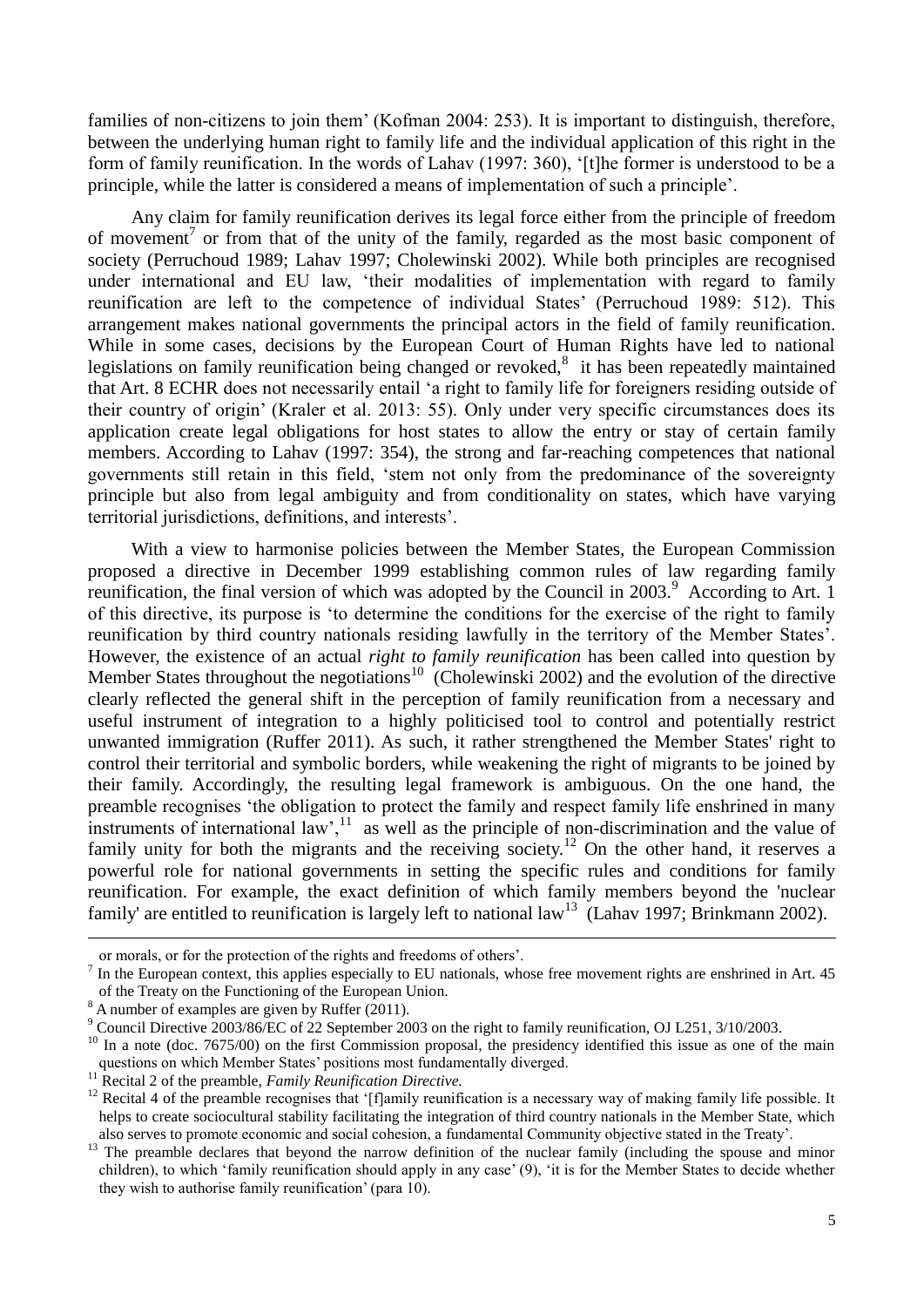families of non-citizens to join them' (Kofman 2004: 253). It is important to distinguish, therefore, between the underlying human right to family life and the individual application of this right in the form of family reunification. In the words of Lahav (1997: 360), '[t]he former is understood to be a principle, while the latter is considered a means of implementation of such a principle'.

Any claim for family reunification derives its legal force either from the principle of freedom of movement[7] or from that of the unity of the family, regarded as the most basic component of society (Perruchoud 1989; Lahav 1997; Cholewinski 2002). While both principles are recognised under international and EU law, 'their modalities of implementation with regard to family reunification are left to the competence of individual States' (Perruchoud 1989: 512). This arrangement makes national governments the principal actors in the field of family reunification. While in some cases, decisions by the European Court of Human Rights have led to national legislations on family reunification being changed or revoked,[8] it has been repeatedly maintained that Art. 8 ECHR does not necessarily entail 'a right to family life for foreigners residing outside of their country of origin' (Kraler et al. 2013: 55). Only under very specific circumstances does its application create legal obligations for host states to allow the entry or stay of certain family members. According to Lahav (1997: 354), the strong and far-reaching competences that national governments still retain in this field, 'stem not only from the predominance of the sovereignty principle but also from legal ambiguity and from conditionality on states, which have varying territorial jurisdictions, definitions, and interests'.

With a view to harmonise policies between the Member States, the European Commission proposed a directive in December 1999 establishing common rules of law regarding family reunification, the final version of which was adopted by the Council in 2003.[9] According to Art. 1 of this directive, its purpose is 'to determine the conditions for the exercise of the right to family reunification by third country nationals residing lawfully in the territory of the Member States'. However, the existence of an actual *right to family reunification* has been called into question by Member States throughout the negotiations[10] (Cholewinski 2002) and the evolution of the directive clearly reflected the general shift in the perception of family reunification from a necessary and useful instrument of integration to a highly politicised tool to control and potentially restrict unwanted immigration (Ruffer 2011). As such, it rather strengthened the Member States' right to control their territorial and symbolic borders, while weakening the right of migrants to be joined by their family. Accordingly, the resulting legal framework is ambiguous. On the one hand, the preamble recognises 'the obligation to protect the family and respect family life enshrined in many instruments of international law',[11] as well as the principle of non-discrimination and the value of family unity for both the migrants and the receiving society.[12] On the other hand, it reserves a powerful role for national governments in setting the specific rules and conditions for family reunification. For example, the exact definition of which family members beyond the 'nuclear family' are entitled to reunification is largely left to national law[13] (Lahav 1997; Brinkmann 2002).

---

or morals, or for the protection of the rights and freedoms of others'.

[7] In the European context, this applies especially to EU nationals, whose free movement rights are enshrined in Art. 45 of the Treaty on the Functioning of the European Union.

[8] A number of examples are given by Ruffer (2011).

[9] Council Directive 2003/86/EC of 22 September 2003 on the right to family reunification, OJ L251, 3/10/2003.

[10] In a note (doc. 7675/00) on the first Commission proposal, the presidency identified this issue as one of the main questions on which Member States' positions most fundamentally diverged.

[11] Recital 2 of the preamble, *Family Reunification Directive.*

[12] Recital 4 of the preamble recognises that '[f]amily reunification is a necessary way of making family life possible. It helps to create sociocultural stability facilitating the integration of third country nationals in the Member State, which also serves to promote economic and social cohesion, a fundamental Community objective stated in the Treaty'.

[13] The preamble declares that beyond the narrow definition of the nuclear family (including the spouse and minor children), to which 'family reunification should apply in any case' (9), 'it is for the Member States to decide whether they wish to authorise family reunification' (para 10).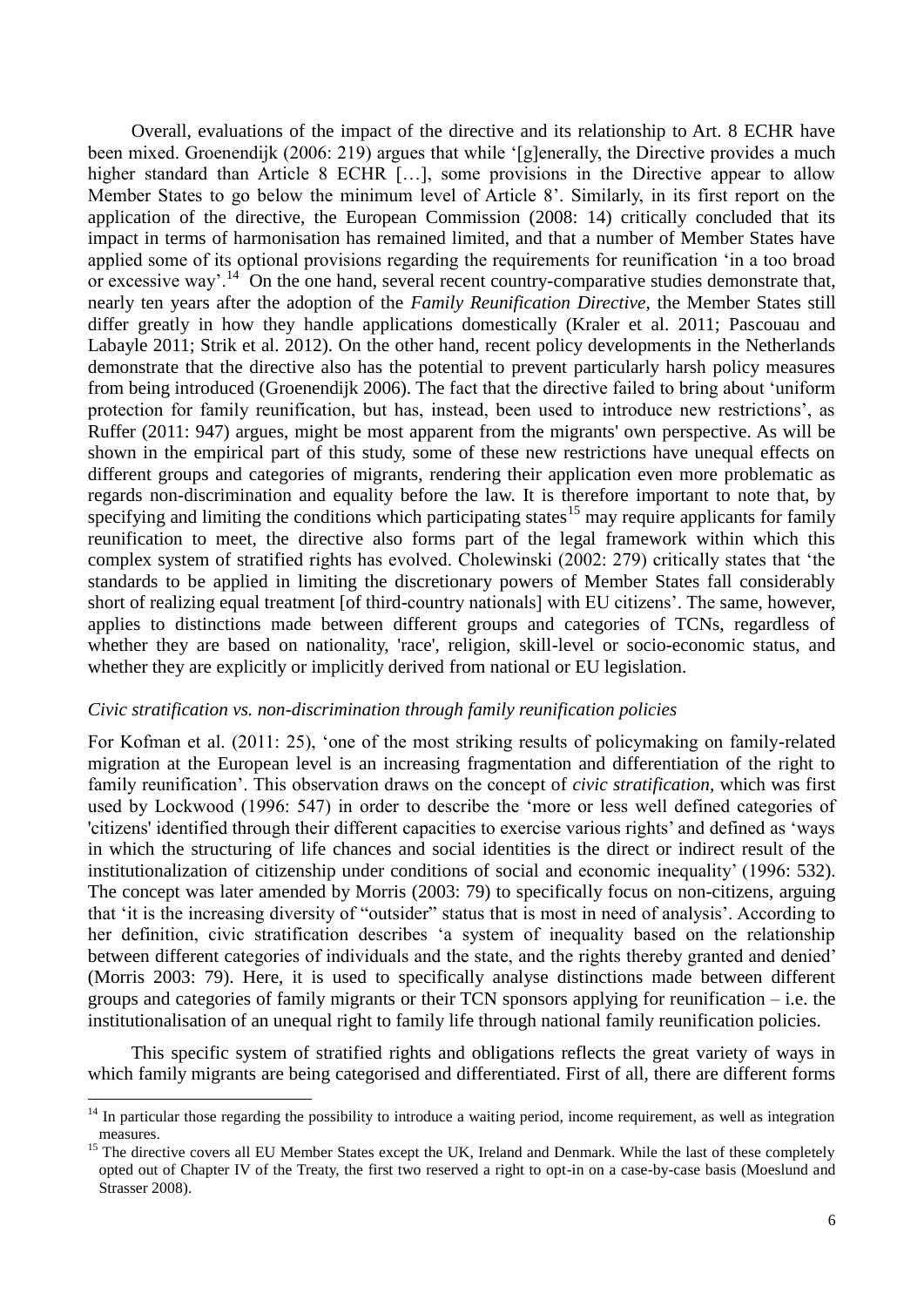Overall, evaluations of the impact of the directive and its relationship to Art. 8 ECHR have been mixed. Groenendijk (2006: 219) argues that while '[g]enerally, the Directive provides a much higher standard than Article 8 ECHR […], some provisions in the Directive appear to allow Member States to go below the minimum level of Article 8'. Similarly, in its first report on the application of the directive, the European Commission (2008: 14) critically concluded that its impact in terms of harmonisation has remained limited, and that a number of Member States have applied some of its optional provisions regarding the requirements for reunification 'in a too broad or excessive way'.[14] On the one hand, several recent country-comparative studies demonstrate that, nearly ten years after the adoption of the *Family Reunification Directive*, the Member States still differ greatly in how they handle applications domestically (Kraler et al. 2011; Pascouau and Labayle 2011; Strik et al. 2012). On the other hand, recent policy developments in the Netherlands demonstrate that the directive also has the potential to prevent particularly harsh policy measures from being introduced (Groenendijk 2006). The fact that the directive failed to bring about 'uniform protection for family reunification, but has, instead, been used to introduce new restrictions', as Ruffer (2011: 947) argues, might be most apparent from the migrants' own perspective. As will be shown in the empirical part of this study, some of these new restrictions have unequal effects on different groups and categories of migrants, rendering their application even more problematic as regards non-discrimination and equality before the law. It is therefore important to note that, by specifying and limiting the conditions which participating states[15] may require applicants for family reunification to meet, the directive also forms part of the legal framework within which this complex system of stratified rights has evolved. Cholewinski (2002: 279) critically states that 'the standards to be applied in limiting the discretionary powers of Member States fall considerably short of realizing equal treatment [of third-country nationals] with EU citizens'. The same, however, applies to distinctions made between different groups and categories of TCNs, regardless of whether they are based on nationality, 'race', religion, skill-level or socio-economic status, and whether they are explicitly or implicitly derived from national or EU legislation.

*Civic stratification vs. non-discrimination through family reunification policies*

For Kofman et al. (2011: 25), 'one of the most striking results of policymaking on family-related migration at the European level is an increasing fragmentation and differentiation of the right to family reunification'. This observation draws on the concept of *civic stratification*, which was first used by Lockwood (1996: 547) in order to describe the 'more or less well defined categories of 'citizens' identified through their different capacities to exercise various rights' and defined as 'ways in which the structuring of life chances and social identities is the direct or indirect result of the institutionalization of citizenship under conditions of social and economic inequality' (1996: 532). The concept was later amended by Morris (2003: 79) to specifically focus on non-citizens, arguing that 'it is the increasing diversity of "outsider" status that is most in need of analysis'. According to her definition, civic stratification describes 'a system of inequality based on the relationship between different categories of individuals and the state, and the rights thereby granted and denied' (Morris 2003: 79). Here, it is used to specifically analyse distinctions made between different groups and categories of family migrants or their TCN sponsors applying for reunification – i.e. the institutionalisation of an unequal right to family life through national family reunification policies.

This specific system of stratified rights and obligations reflects the great variety of ways in which family migrants are being categorised and differentiated. First of all, there are different forms

[14] In particular those regarding the possibility to introduce a waiting period, income requirement, as well as integration measures.

[15] The directive covers all EU Member States except the UK, Ireland and Denmark. While the last of these completely opted out of Chapter IV of the Treaty, the first two reserved a right to opt-in on a case-by-case basis (Moeslund and Strasser 2008).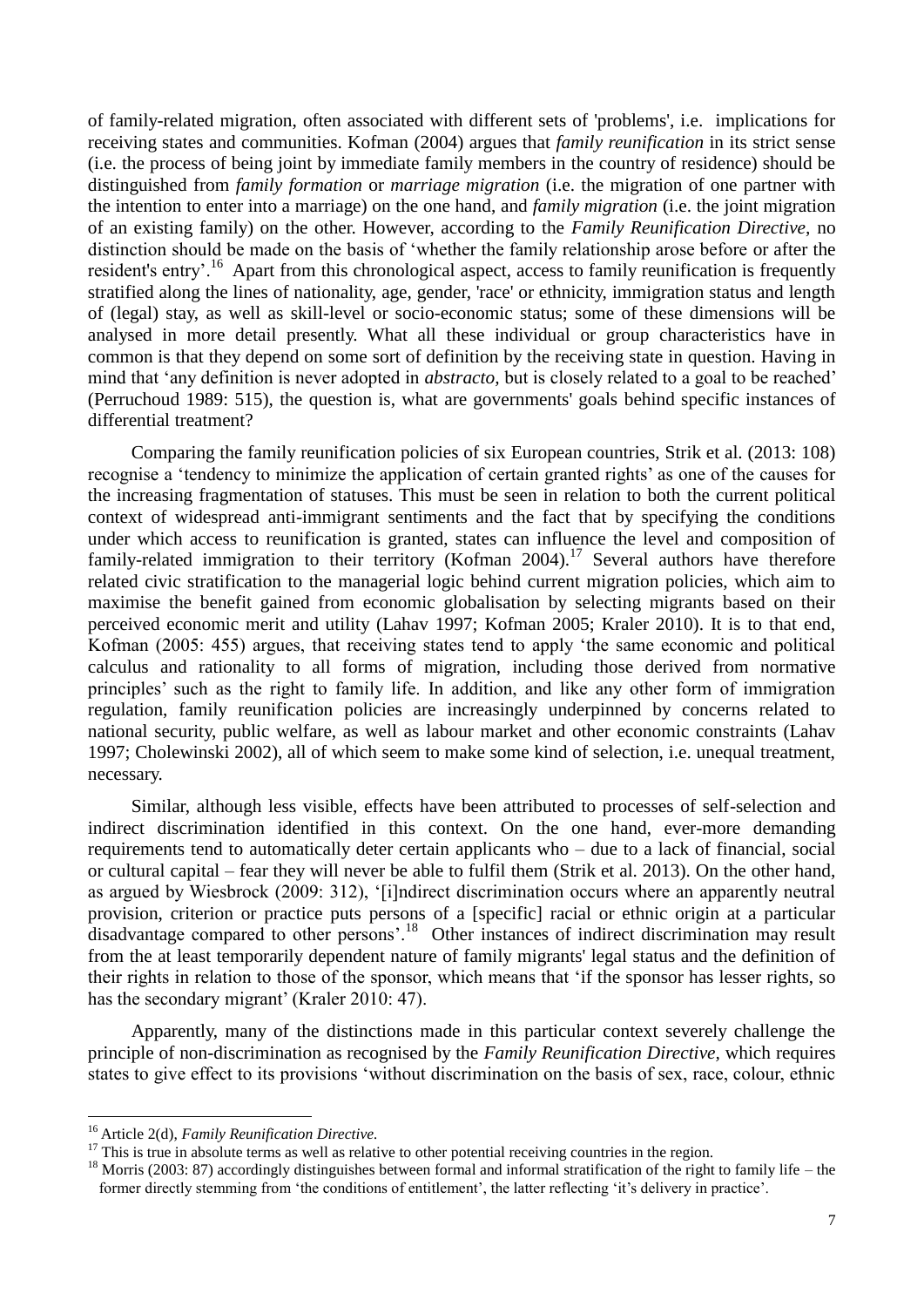of family-related migration, often associated with different sets of 'problems', i.e. implications for receiving states and communities. Kofman (2004) argues that *family reunification* in its strict sense (i.e. the process of being joint by immediate family members in the country of residence) should be distinguished from *family formation* or *marriage migration* (i.e. the migration of one partner with the intention to enter into a marriage) on the one hand, and *family migration* (i.e. the joint migration of an existing family) on the other. However, according to the *Family Reunification Directive*, no distinction should be made on the basis of 'whether the family relationship arose before or after the resident's entry'.[16] Apart from this chronological aspect, access to family reunification is frequently stratified along the lines of nationality, age, gender, 'race' or ethnicity, immigration status and length of (legal) stay, as well as skill-level or socio-economic status; some of these dimensions will be analysed in more detail presently. What all these individual or group characteristics have in common is that they depend on some sort of definition by the receiving state in question. Having in mind that 'any definition is never adopted in *abstracto*, but is closely related to a goal to be reached' (Perruchoud 1989: 515), the question is, what are governments' goals behind specific instances of differential treatment?

Comparing the family reunification policies of six European countries, Strik et al. (2013: 108) recognise a 'tendency to minimize the application of certain granted rights' as one of the causes for the increasing fragmentation of statuses. This must be seen in relation to both the current political context of widespread anti-immigrant sentiments and the fact that by specifying the conditions under which access to reunification is granted, states can influence the level and composition of family-related immigration to their territory (Kofman 2004).[17] Several authors have therefore related civic stratification to the managerial logic behind current migration policies, which aim to maximise the benefit gained from economic globalisation by selecting migrants based on their perceived economic merit and utility (Lahav 1997; Kofman 2005; Kraler 2010). It is to that end, Kofman (2005: 455) argues, that receiving states tend to apply 'the same economic and political calculus and rationality to all forms of migration, including those derived from normative principles' such as the right to family life. In addition, and like any other form of immigration regulation, family reunification policies are increasingly underpinned by concerns related to national security, public welfare, as well as labour market and other economic constraints (Lahav 1997; Cholewinski 2002), all of which seem to make some kind of selection, i.e. unequal treatment, necessary.

Similar, although less visible, effects have been attributed to processes of self-selection and indirect discrimination identified in this context. On the one hand, ever-more demanding requirements tend to automatically deter certain applicants who – due to a lack of financial, social or cultural capital – fear they will never be able to fulfil them (Strik et al. 2013). On the other hand, as argued by Wiesbrock (2009: 312), '[i]ndirect discrimination occurs where an apparently neutral provision, criterion or practice puts persons of a [specific] racial or ethnic origin at a particular disadvantage compared to other persons'.[18] Other instances of indirect discrimination may result from the at least temporarily dependent nature of family migrants' legal status and the definition of their rights in relation to those of the sponsor, which means that 'if the sponsor has lesser rights, so has the secondary migrant' (Kraler 2010: 47).

Apparently, many of the distinctions made in this particular context severely challenge the principle of non-discrimination as recognised by the *Family Reunification Directive*, which requires states to give effect to its provisions 'without discrimination on the basis of sex, race, colour, ethnic

---

[16] Article 2(d), *Family Reunification Directive*.

[17] This is true in absolute terms as well as relative to other potential receiving countries in the region.

[18] Morris (2003: 87) accordingly distinguishes between formal and informal stratification of the right to family life – the former directly stemming from 'the conditions of entitlement', the latter reflecting 'it's delivery in practice'.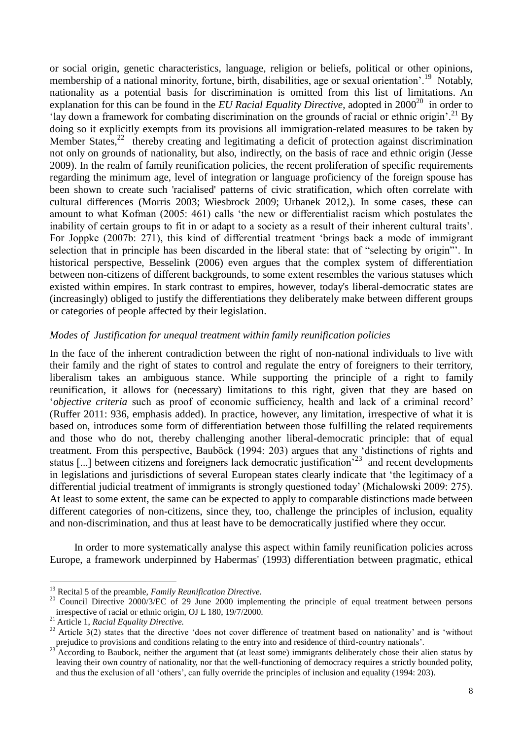or social origin, genetic characteristics, language, religion or beliefs, political or other opinions, membership of a national minority, fortune, birth, disabilities, age or sexual orientation'.[19] Notably, nationality as a potential basis for discrimination is omitted from this list of limitations. An explanation for this can be found in the *EU Racial Equality Directive*, adopted in 2000[20] in order to 'lay down a framework for combating discrimination on the grounds of racial or ethnic origin'.[21] By doing so it explicitly exempts from its provisions all immigration-related measures to be taken by Member States,[22] thereby creating and legitimating a deficit of protection against discrimination not only on grounds of nationality, but also, indirectly, on the basis of race and ethnic origin (Jesse 2009). In the realm of family reunification policies, the recent proliferation of specific requirements regarding the minimum age, level of integration or language proficiency of the foreign spouse has been shown to create such 'racialised' patterns of civic stratification, which often correlate with cultural differences (Morris 2003; Wiesbrock 2009; Urbanek 2012,). In some cases, these can amount to what Kofman (2005: 461) calls 'the new or differentialist racism which postulates the inability of certain groups to fit in or adapt to a society as a result of their inherent cultural traits'. For Joppke (2007b: 271), this kind of differential treatment 'brings back a mode of immigrant selection that in principle has been discarded in the liberal state: that of "selecting by origin"'. In historical perspective, Besselink (2006) even argues that the complex system of differentiation between non-citizens of different backgrounds, to some extent resembles the various statuses which existed within empires. In stark contrast to empires, however, today's liberal-democratic states are (increasingly) obliged to justify the differentiations they deliberately make between different groups or categories of people affected by their legislation.

### *Modes of Justification for unequal treatment within family reunification policies*

In the face of the inherent contradiction between the right of non-national individuals to live with their family and the right of states to control and regulate the entry of foreigners to their territory, liberalism takes an ambiguous stance. While supporting the principle of a right to family reunification, it allows for (necessary) limitations to this right, given that they are based on '*objective criteria* such as proof of economic sufficiency, health and lack of a criminal record' (Ruffer 2011: 936, emphasis added). In practice, however, any limitation, irrespective of what it is based on, introduces some form of differentiation between those fulfilling the related requirements and those who do not, thereby challenging another liberal-democratic principle: that of equal treatment. From this perspective, Bauböck (1994: 203) argues that any 'distinctions of rights and status [...] between citizens and foreigners lack democratic justification'[23] and recent developments in legislations and jurisdictions of several European states clearly indicate that 'the legitimacy of a differential judicial treatment of immigrants is strongly questioned today' (Michalowski 2009: 275). At least to some extent, the same can be expected to apply to comparable distinctions made between different categories of non-citizens, since they, too, challenge the principles of inclusion, equality and non-discrimination, and thus at least have to be democratically justified where they occur.

In order to more systematically analyse this aspect within family reunification policies across Europe, a framework underpinned by Habermas' (1993) differentiation between pragmatic, ethical

---

[19] Recital 5 of the preamble, *Family Reunification Directive.*

[20] Council Directive 2000/3/EC of 29 June 2000 implementing the principle of equal treatment between persons irrespective of racial or ethnic origin, OJ L 180, 19/7/2000.

[21] Article 1, *Racial Equality Directive.*

[22] Article 3(2) states that the directive 'does not cover difference of treatment based on nationality' and is 'without prejudice to provisions and conditions relating to the entry into and residence of third-country nationals'.

[23] According to Baubock, neither the argument that (at least some) immigrants deliberately chose their alien status by leaving their own country of nationality, nor that the well-functioning of democracy requires a strictly bounded polity, and thus the exclusion of all 'others', can fully override the principles of inclusion and equality (1994: 203).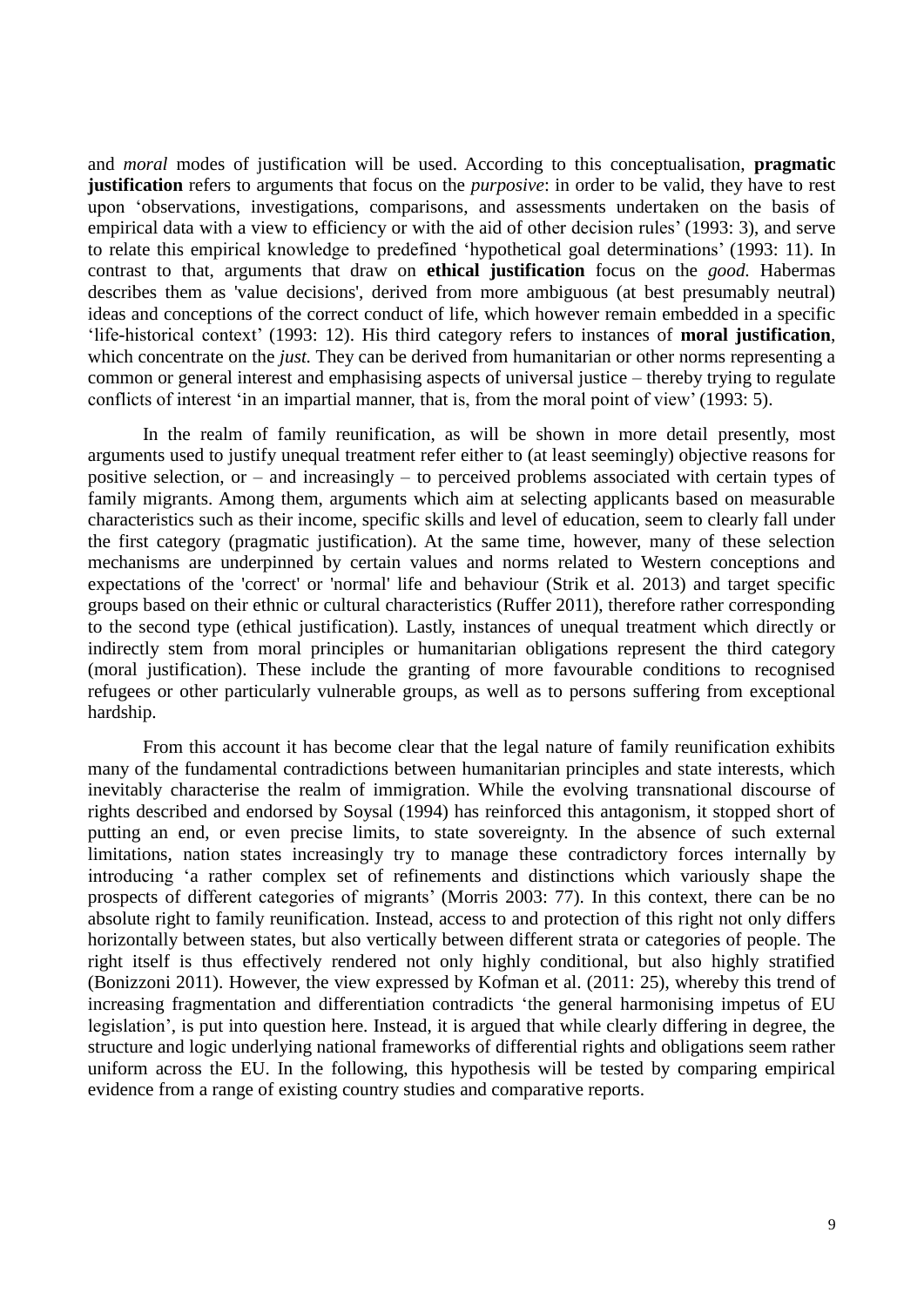and *moral* modes of justification will be used. According to this conceptualisation, **pragmatic justification** refers to arguments that focus on the *purposive*: in order to be valid, they have to rest upon 'observations, investigations, comparisons, and assessments undertaken on the basis of empirical data with a view to efficiency or with the aid of other decision rules' (1993: 3), and serve to relate this empirical knowledge to predefined 'hypothetical goal determinations' (1993: 11). In contrast to that, arguments that draw on **ethical justification** focus on the *good.* Habermas describes them as 'value decisions', derived from more ambiguous (at best presumably neutral) ideas and conceptions of the correct conduct of life, which however remain embedded in a specific 'life-historical context' (1993: 12). His third category refers to instances of **moral justification**, which concentrate on the *just.* They can be derived from humanitarian or other norms representing a common or general interest and emphasising aspects of universal justice – thereby trying to regulate conflicts of interest 'in an impartial manner, that is, from the moral point of view' (1993: 5).

In the realm of family reunification, as will be shown in more detail presently, most arguments used to justify unequal treatment refer either to (at least seemingly) objective reasons for positive selection, or – and increasingly – to perceived problems associated with certain types of family migrants. Among them, arguments which aim at selecting applicants based on measurable characteristics such as their income, specific skills and level of education, seem to clearly fall under the first category (pragmatic justification). At the same time, however, many of these selection mechanisms are underpinned by certain values and norms related to Western conceptions and expectations of the 'correct' or 'normal' life and behaviour (Strik et al. 2013) and target specific groups based on their ethnic or cultural characteristics (Ruffer 2011), therefore rather corresponding to the second type (ethical justification). Lastly, instances of unequal treatment which directly or indirectly stem from moral principles or humanitarian obligations represent the third category (moral justification). These include the granting of more favourable conditions to recognised refugees or other particularly vulnerable groups, as well as to persons suffering from exceptional hardship.

From this account it has become clear that the legal nature of family reunification exhibits many of the fundamental contradictions between humanitarian principles and state interests, which inevitably characterise the realm of immigration. While the evolving transnational discourse of rights described and endorsed by Soysal (1994) has reinforced this antagonism, it stopped short of putting an end, or even precise limits, to state sovereignty. In the absence of such external limitations, nation states increasingly try to manage these contradictory forces internally by introducing 'a rather complex set of refinements and distinctions which variously shape the prospects of different categories of migrants' (Morris 2003: 77). In this context, there can be no absolute right to family reunification. Instead, access to and protection of this right not only differs horizontally between states, but also vertically between different strata or categories of people. The right itself is thus effectively rendered not only highly conditional, but also highly stratified (Bonizzoni 2011). However, the view expressed by Kofman et al. (2011: 25), whereby this trend of increasing fragmentation and differentiation contradicts 'the general harmonising impetus of EU legislation', is put into question here. Instead, it is argued that while clearly differing in degree, the structure and logic underlying national frameworks of differential rights and obligations seem rather uniform across the EU. In the following, this hypothesis will be tested by comparing empirical evidence from a range of existing country studies and comparative reports.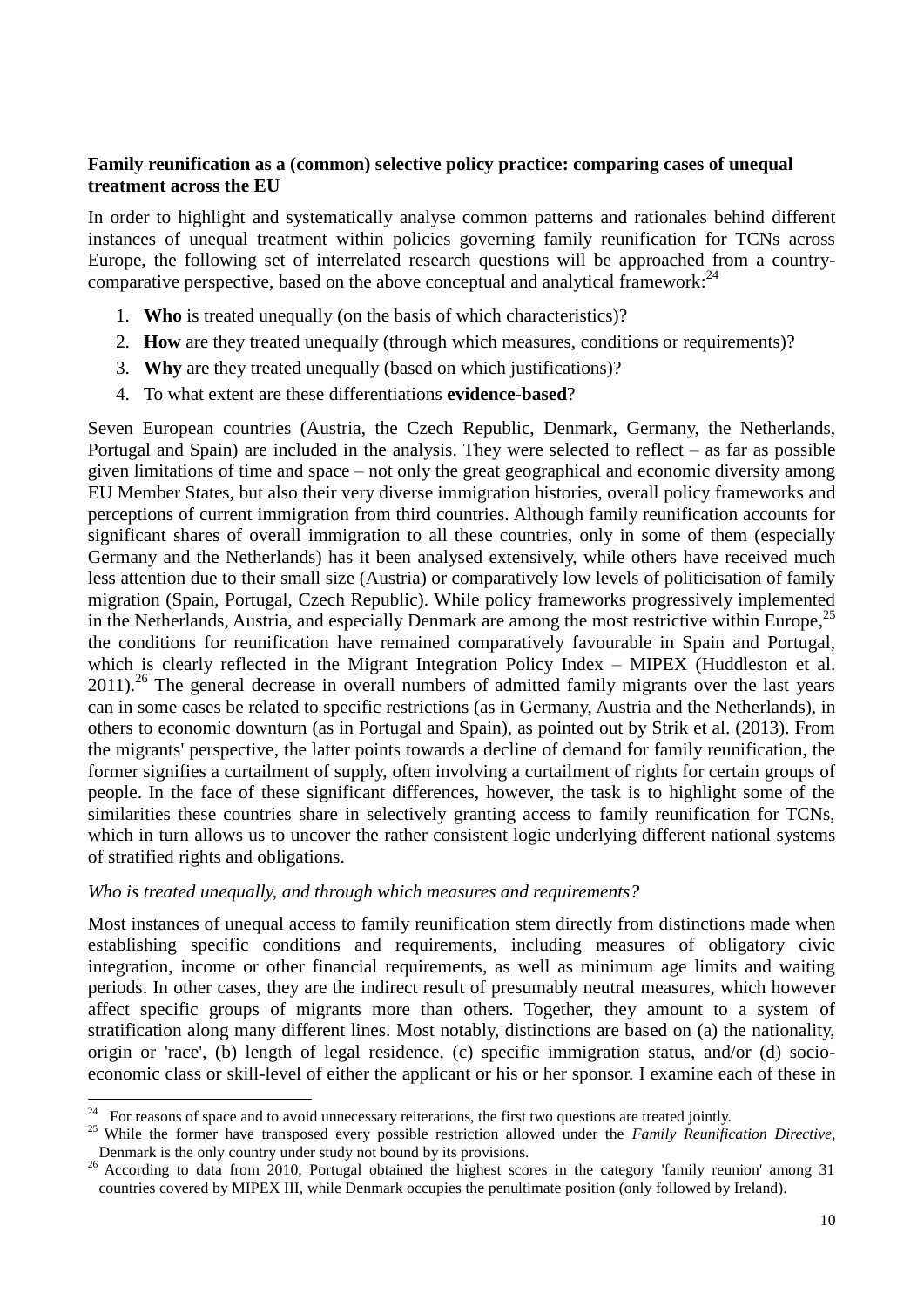**Family reunification as a (common) selective policy practice: comparing cases of unequal treatment across the EU**

In order to highlight and systematically analyse common patterns and rationales behind different instances of unequal treatment within policies governing family reunification for TCNs across Europe, the following set of interrelated research questions will be approached from a country-comparative perspective, based on the above conceptual and analytical framework:[24]

1. **Who** is treated unequally (on the basis of which characteristics)?
2. **How** are they treated unequally (through which measures, conditions or requirements)?
3. **Why** are they treated unequally (based on which justifications)?
4. To what extent are these differentiations **evidence-based**?

Seven European countries (Austria, the Czech Republic, Denmark, Germany, the Netherlands, Portugal and Spain) are included in the analysis. They were selected to reflect – as far as possible given limitations of time and space – not only the great geographical and economic diversity among EU Member States, but also their very diverse immigration histories, overall policy frameworks and perceptions of current immigration from third countries. Although family reunification accounts for significant shares of overall immigration to all these countries, only in some of them (especially Germany and the Netherlands) has it been analysed extensively, while others have received much less attention due to their small size (Austria) or comparatively low levels of politicisation of family migration (Spain, Portugal, Czech Republic). While policy frameworks progressively implemented in the Netherlands, Austria, and especially Denmark are among the most restrictive within Europe,[25] the conditions for reunification have remained comparatively favourable in Spain and Portugal, which is clearly reflected in the Migrant Integration Policy Index – MIPEX (Huddleston et al. 2011).[26] The general decrease in overall numbers of admitted family migrants over the last years can in some cases be related to specific restrictions (as in Germany, Austria and the Netherlands), in others to economic downturn (as in Portugal and Spain), as pointed out by Strik et al. (2013). From the migrants' perspective, the latter points towards a decline of demand for family reunification, the former signifies a curtailment of supply, often involving a curtailment of rights for certain groups of people. In the face of these significant differences, however, the task is to highlight some of the similarities these countries share in selectively granting access to family reunification for TCNs, which in turn allows us to uncover the rather consistent logic underlying different national systems of stratified rights and obligations.

*Who is treated unequally, and through which measures and requirements?*

Most instances of unequal access to family reunification stem directly from distinctions made when establishing specific conditions and requirements, including measures of obligatory civic integration, income or other financial requirements, as well as minimum age limits and waiting periods. In other cases, they are the indirect result of presumably neutral measures, which however affect specific groups of migrants more than others. Together, they amount to a system of stratification along many different lines. Most notably, distinctions are based on (a) the nationality, origin or 'race', (b) length of legal residence, (c) specific immigration status, and/or (d) socio-economic class or skill-level of either the applicant or his or her sponsor. I examine each of these in

---

[24] For reasons of space and to avoid unnecessary reiterations, the first two questions are treated jointly.

[25] While the former have transposed every possible restriction allowed under the *Family Reunification Directive*, Denmark is the only country under study not bound by its provisions.

[26] According to data from 2010, Portugal obtained the highest scores in the category 'family reunion' among 31 countries covered by MIPEX III, while Denmark occupies the penultimate position (only followed by Ireland).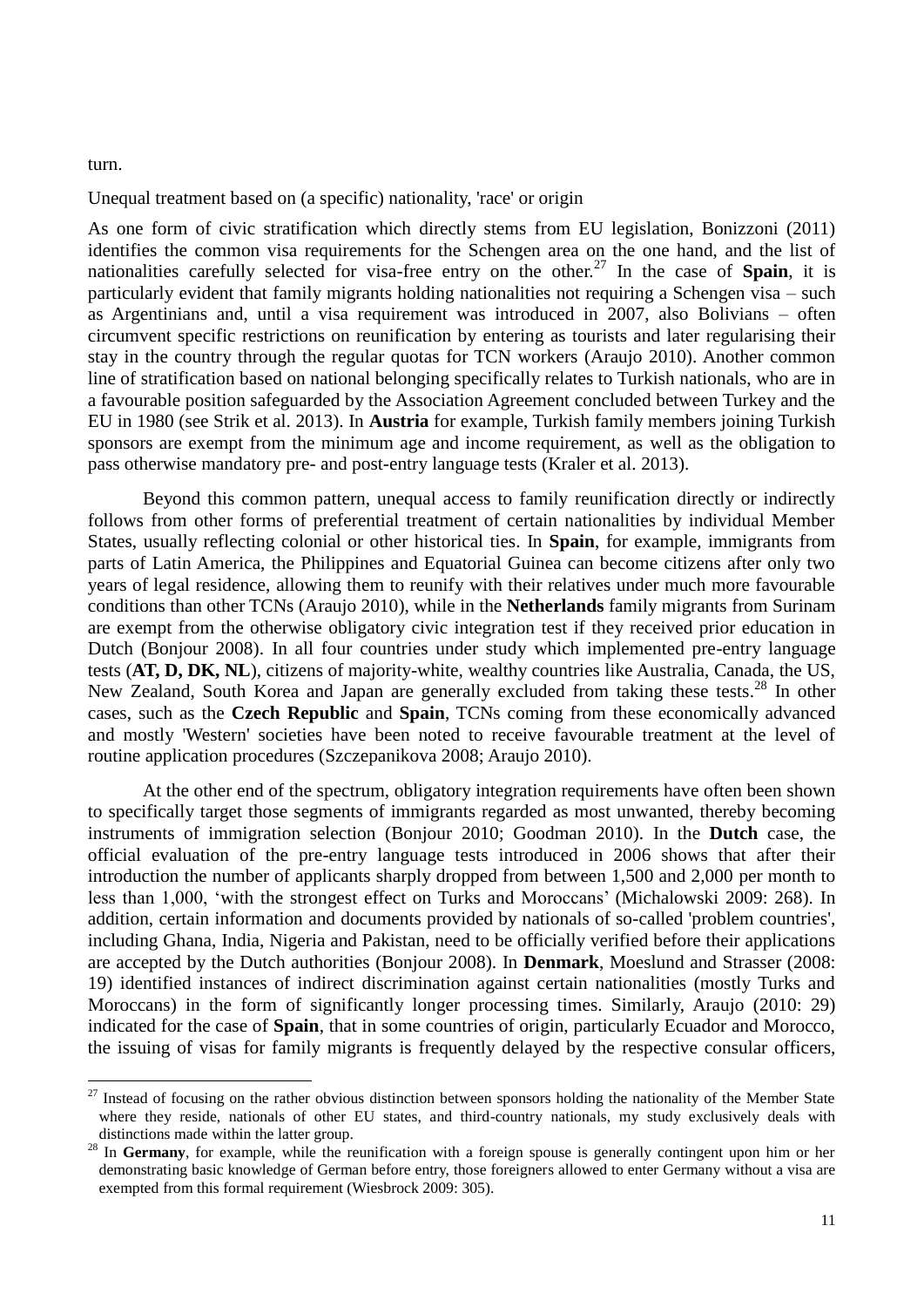turn.

Unequal treatment based on (a specific) nationality, 'race' or origin

As one form of civic stratification which directly stems from EU legislation, Bonizzoni (2011) identifies the common visa requirements for the Schengen area on the one hand, and the list of nationalities carefully selected for visa-free entry on the other.[27] In the case of **Spain**, it is particularly evident that family migrants holding nationalities not requiring a Schengen visa – such as Argentinians and, until a visa requirement was introduced in 2007, also Bolivians – often circumvent specific restrictions on reunification by entering as tourists and later regularising their stay in the country through the regular quotas for TCN workers (Araujo 2010). Another common line of stratification based on national belonging specifically relates to Turkish nationals, who are in a favourable position safeguarded by the Association Agreement concluded between Turkey and the EU in 1980 (see Strik et al. 2013). In **Austria** for example, Turkish family members joining Turkish sponsors are exempt from the minimum age and income requirement, as well as the obligation to pass otherwise mandatory pre- and post-entry language tests (Kraler et al. 2013).

Beyond this common pattern, unequal access to family reunification directly or indirectly follows from other forms of preferential treatment of certain nationalities by individual Member States, usually reflecting colonial or other historical ties. In **Spain**, for example, immigrants from parts of Latin America, the Philippines and Equatorial Guinea can become citizens after only two years of legal residence, allowing them to reunify with their relatives under much more favourable conditions than other TCNs (Araujo 2010), while in the **Netherlands** family migrants from Surinam are exempt from the otherwise obligatory civic integration test if they received prior education in Dutch (Bonjour 2008). In all four countries under study which implemented pre-entry language tests (**AT, D, DK, NL**), citizens of majority-white, wealthy countries like Australia, Canada, the US, New Zealand, South Korea and Japan are generally excluded from taking these tests.[28] In other cases, such as the **Czech Republic** and **Spain**, TCNs coming from these economically advanced and mostly 'Western' societies have been noted to receive favourable treatment at the level of routine application procedures (Szczepanikova 2008; Araujo 2010).

At the other end of the spectrum, obligatory integration requirements have often been shown to specifically target those segments of immigrants regarded as most unwanted, thereby becoming instruments of immigration selection (Bonjour 2010; Goodman 2010). In the **Dutch** case, the official evaluation of the pre-entry language tests introduced in 2006 shows that after their introduction the number of applicants sharply dropped from between 1,500 and 2,000 per month to less than 1,000, 'with the strongest effect on Turks and Moroccans' (Michalowski 2009: 268). In addition, certain information and documents provided by nationals of so-called 'problem countries', including Ghana, India, Nigeria and Pakistan, need to be officially verified before their applications are accepted by the Dutch authorities (Bonjour 2008). In **Denmark**, Moeslund and Strasser (2008: 19) identified instances of indirect discrimination against certain nationalities (mostly Turks and Moroccans) in the form of significantly longer processing times. Similarly, Araujo (2010: 29) indicated for the case of **Spain**, that in some countries of origin, particularly Ecuador and Morocco, the issuing of visas for family migrants is frequently delayed by the respective consular officers,

---

[27] Instead of focusing on the rather obvious distinction between sponsors holding the nationality of the Member State where they reside, nationals of other EU states, and third-country nationals, my study exclusively deals with distinctions made within the latter group.

[28] In **Germany**, for example, while the reunification with a foreign spouse is generally contingent upon him or her demonstrating basic knowledge of German before entry, those foreigners allowed to enter Germany without a visa are exempted from this formal requirement (Wiesbrock 2009: 305).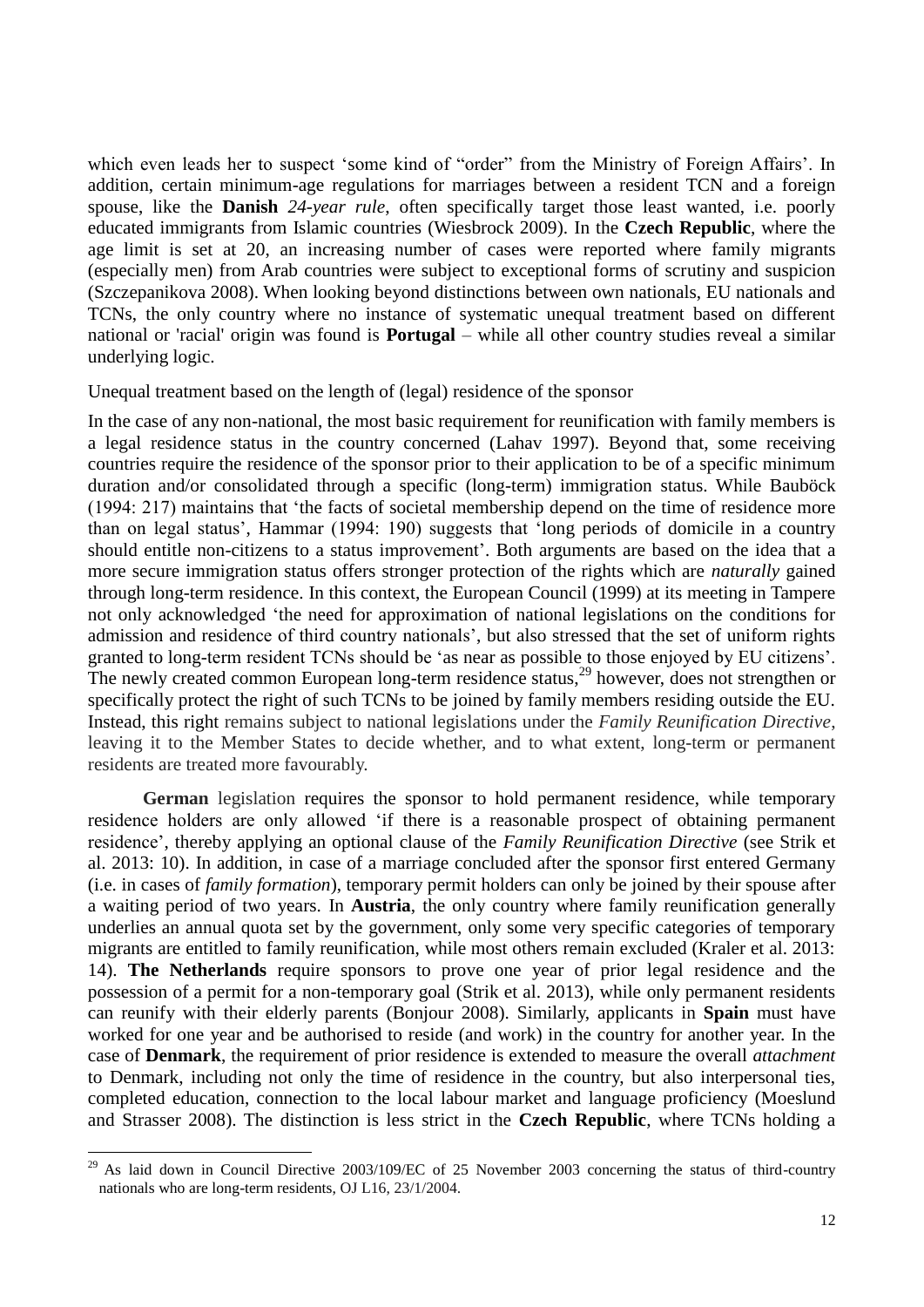which even leads her to suspect 'some kind of "order" from the Ministry of Foreign Affairs'. In addition, certain minimum-age regulations for marriages between a resident TCN and a foreign spouse, like the **Danish** *24-year rule*, often specifically target those least wanted, i.e. poorly educated immigrants from Islamic countries (Wiesbrock 2009). In the **Czech Republic**, where the age limit is set at 20, an increasing number of cases were reported where family migrants (especially men) from Arab countries were subject to exceptional forms of scrutiny and suspicion (Szczepanikova 2008). When looking beyond distinctions between own nationals, EU nationals and TCNs, the only country where no instance of systematic unequal treatment based on different national or 'racial' origin was found is **Portugal** – while all other country studies reveal a similar underlying logic.

Unequal treatment based on the length of (legal) residence of the sponsor

In the case of any non-national, the most basic requirement for reunification with family members is a legal residence status in the country concerned (Lahav 1997). Beyond that, some receiving countries require the residence of the sponsor prior to their application to be of a specific minimum duration and/or consolidated through a specific (long-term) immigration status. While Bauböck (1994: 217) maintains that 'the facts of societal membership depend on the time of residence more than on legal status', Hammar (1994: 190) suggests that 'long periods of domicile in a country should entitle non-citizens to a status improvement'. Both arguments are based on the idea that a more secure immigration status offers stronger protection of the rights which are *naturally* gained through long-term residence. In this context, the European Council (1999) at its meeting in Tampere not only acknowledged 'the need for approximation of national legislations on the conditions for admission and residence of third country nationals', but also stressed that the set of uniform rights granted to long-term resident TCNs should be 'as near as possible to those enjoyed by EU citizens'. The newly created common European long-term residence status,[29] however, does not strengthen or specifically protect the right of such TCNs to be joined by family members residing outside the EU. Instead, this right remains subject to national legislations under the *Family Reunification Directive*, leaving it to the Member States to decide whether, and to what extent, long-term or permanent residents are treated more favourably.

**German** legislation requires the sponsor to hold permanent residence, while temporary residence holders are only allowed 'if there is a reasonable prospect of obtaining permanent residence', thereby applying an optional clause of the *Family Reunification Directive* (see Strik et al. 2013: 10). In addition, in case of a marriage concluded after the sponsor first entered Germany (i.e. in cases of *family formation*), temporary permit holders can only be joined by their spouse after a waiting period of two years. In **Austria**, the only country where family reunification generally underlies an annual quota set by the government, only some very specific categories of temporary migrants are entitled to family reunification, while most others remain excluded (Kraler et al. 2013: 14). **The Netherlands** require sponsors to prove one year of prior legal residence and the possession of a permit for a non-temporary goal (Strik et al. 2013), while only permanent residents can reunify with their elderly parents (Bonjour 2008). Similarly, applicants in **Spain** must have worked for one year and be authorised to reside (and work) in the country for another year. In the case of **Denmark**, the requirement of prior residence is extended to measure the overall *attachment* to Denmark, including not only the time of residence in the country, but also interpersonal ties, completed education, connection to the local labour market and language proficiency (Moeslund and Strasser 2008). The distinction is less strict in the **Czech Republic**, where TCNs holding a

[29] As laid down in Council Directive 2003/109/EC of 25 November 2003 concerning the status of third-country nationals who are long-term residents, OJ L16, 23/1/2004.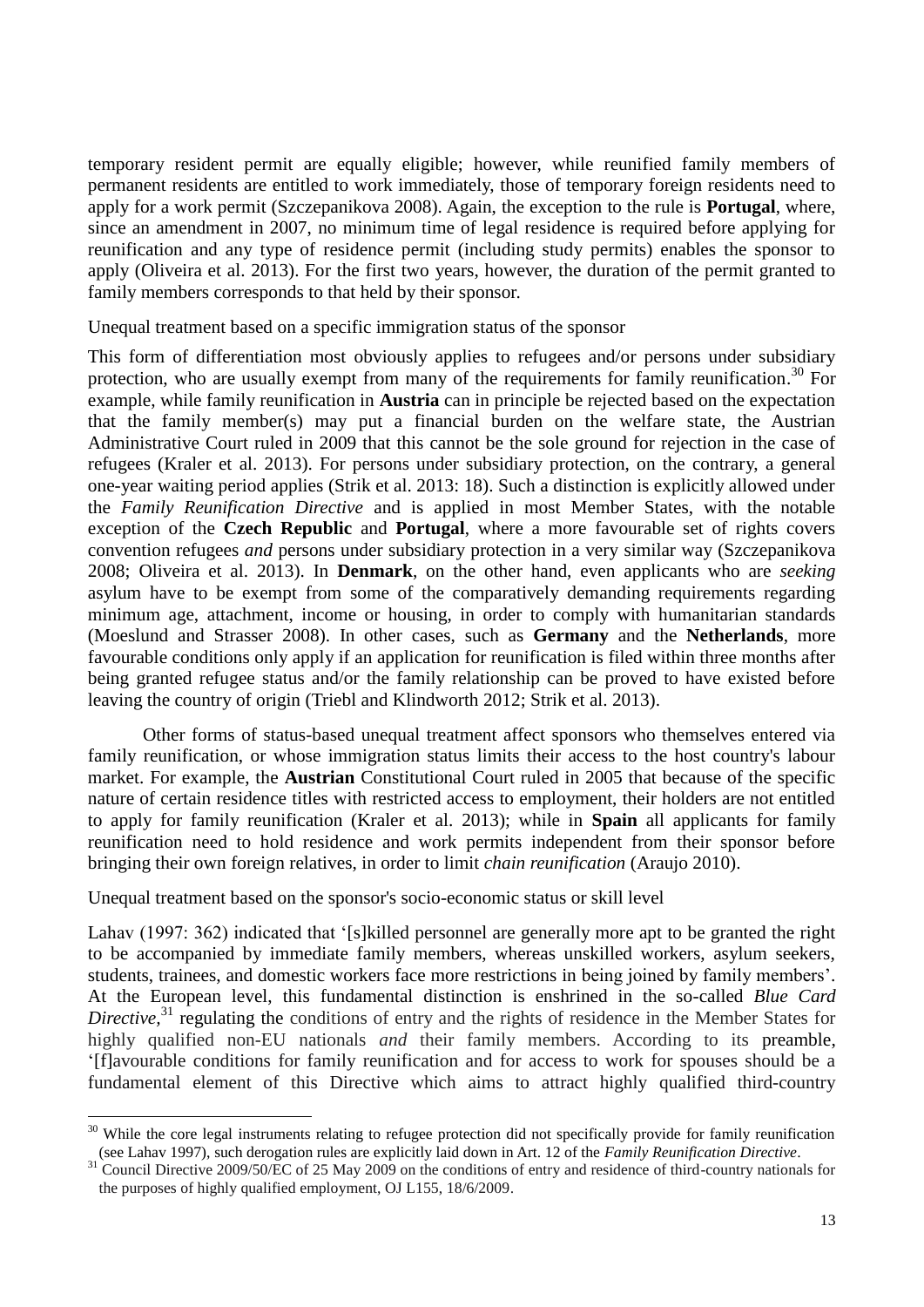temporary resident permit are equally eligible; however, while reunified family members of permanent residents are entitled to work immediately, those of temporary foreign residents need to apply for a work permit (Szczepanikova 2008). Again, the exception to the rule is **Portugal**, where, since an amendment in 2007, no minimum time of legal residence is required before applying for reunification and any type of residence permit (including study permits) enables the sponsor to apply (Oliveira et al. 2013). For the first two years, however, the duration of the permit granted to family members corresponds to that held by their sponsor.

Unequal treatment based on a specific immigration status of the sponsor

This form of differentiation most obviously applies to refugees and/or persons under subsidiary protection, who are usually exempt from many of the requirements for family reunification.[30] For example, while family reunification in **Austria** can in principle be rejected based on the expectation that the family member(s) may put a financial burden on the welfare state, the Austrian Administrative Court ruled in 2009 that this cannot be the sole ground for rejection in the case of refugees (Kraler et al. 2013). For persons under subsidiary protection, on the contrary, a general one-year waiting period applies (Strik et al. 2013: 18). Such a distinction is explicitly allowed under the *Family Reunification Directive* and is applied in most Member States, with the notable exception of the **Czech Republic** and **Portugal**, where a more favourable set of rights covers convention refugees *and* persons under subsidiary protection in a very similar way (Szczepanikova 2008; Oliveira et al. 2013). In **Denmark**, on the other hand, even applicants who are *seeking* asylum have to be exempt from some of the comparatively demanding requirements regarding minimum age, attachment, income or housing, in order to comply with humanitarian standards (Moeslund and Strasser 2008). In other cases, such as **Germany** and the **Netherlands**, more favourable conditions only apply if an application for reunification is filed within three months after being granted refugee status and/or the family relationship can be proved to have existed before leaving the country of origin (Triebl and Klindworth 2012; Strik et al. 2013).

Other forms of status-based unequal treatment affect sponsors who themselves entered via family reunification, or whose immigration status limits their access to the host country's labour market. For example, the **Austrian** Constitutional Court ruled in 2005 that because of the specific nature of certain residence titles with restricted access to employment, their holders are not entitled to apply for family reunification (Kraler et al. 2013); while in **Spain** all applicants for family reunification need to hold residence and work permits independent from their sponsor before bringing their own foreign relatives, in order to limit *chain reunification* (Araujo 2010).

Unequal treatment based on the sponsor's socio-economic status or skill level

Lahav (1997: 362) indicated that '[s]killed personnel are generally more apt to be granted the right to be accompanied by immediate family members, whereas unskilled workers, asylum seekers, students, trainees, and domestic workers face more restrictions in being joined by family members'. At the European level, this fundamental distinction is enshrined in the so-called *Blue Card Directive*,[31] regulating the conditions of entry and the rights of residence in the Member States for highly qualified non-EU nationals *and* their family members. According to its preamble, '[f]avourable conditions for family reunification and for access to work for spouses should be a fundamental element of this Directive which aims to attract highly qualified third-country

---

[30] While the core legal instruments relating to refugee protection did not specifically provide for family reunification (see Lahav 1997), such derogation rules are explicitly laid down in Art. 12 of the *Family Reunification Directive*.

[31] Council Directive 2009/50/EC of 25 May 2009 on the conditions of entry and residence of third-country nationals for the purposes of highly qualified employment, OJ L155, 18/6/2009.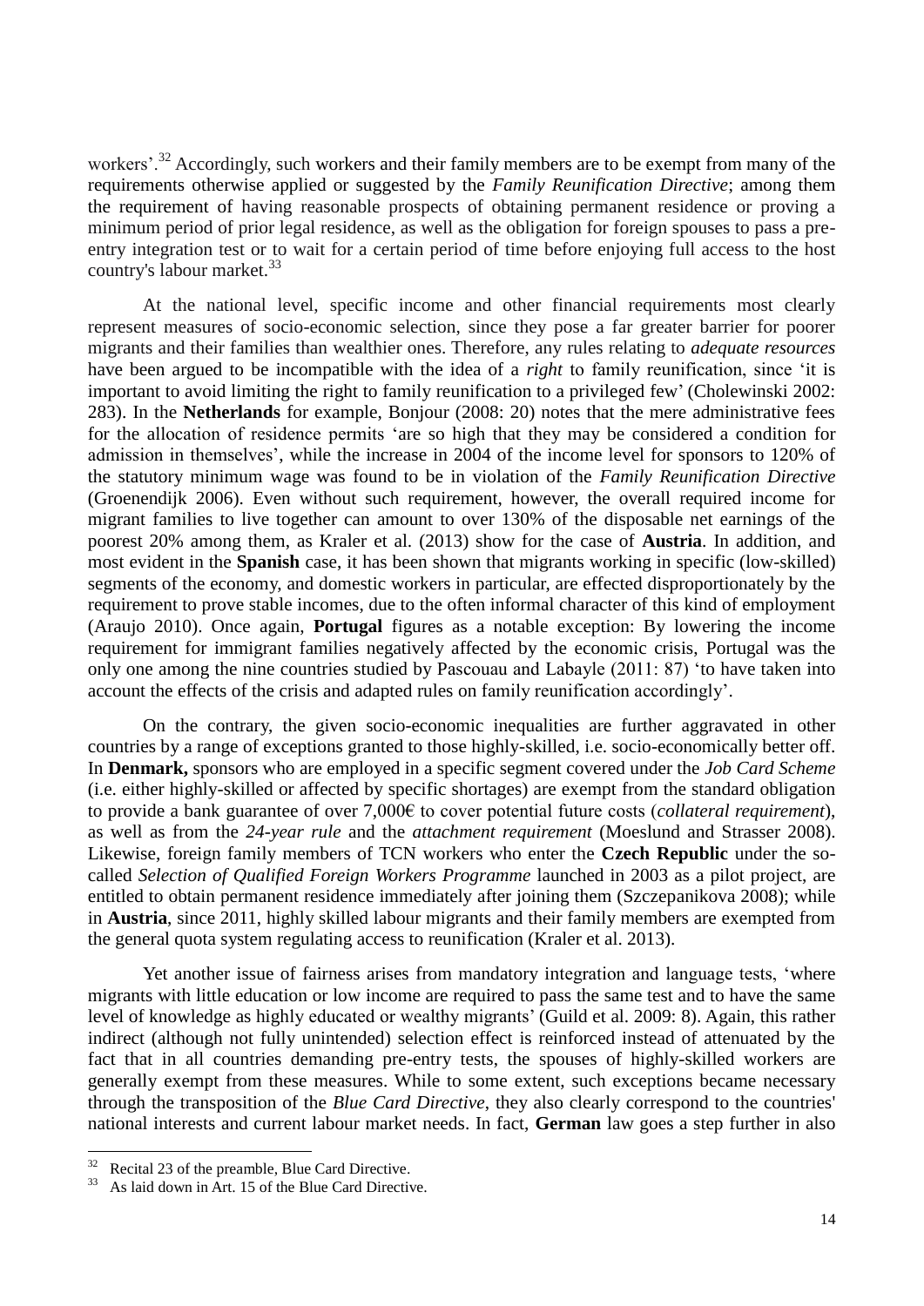workers'.[32] Accordingly, such workers and their family members are to be exempt from many of the requirements otherwise applied or suggested by the *Family Reunification Directive*; among them the requirement of having reasonable prospects of obtaining permanent residence or proving a minimum period of prior legal residence, as well as the obligation for foreign spouses to pass a pre-entry integration test or to wait for a certain period of time before enjoying full access to the host country's labour market.[33]

At the national level, specific income and other financial requirements most clearly represent measures of socio-economic selection, since they pose a far greater barrier for poorer migrants and their families than wealthier ones. Therefore, any rules relating to *adequate resources* have been argued to be incompatible with the idea of a *right* to family reunification, since 'it is important to avoid limiting the right to family reunification to a privileged few' (Cholewinski 2002: 283). In the **Netherlands** for example, Bonjour (2008: 20) notes that the mere administrative fees for the allocation of residence permits 'are so high that they may be considered a condition for admission in themselves', while the increase in 2004 of the income level for sponsors to 120% of the statutory minimum wage was found to be in violation of the *Family Reunification Directive* (Groenendijk 2006). Even without such requirement, however, the overall required income for migrant families to live together can amount to over 130% of the disposable net earnings of the poorest 20% among them, as Kraler et al. (2013) show for the case of **Austria**. In addition, and most evident in the **Spanish** case, it has been shown that migrants working in specific (low-skilled) segments of the economy, and domestic workers in particular, are effected disproportionately by the requirement to prove stable incomes, due to the often informal character of this kind of employment (Araujo 2010). Once again, **Portugal** figures as a notable exception: By lowering the income requirement for immigrant families negatively affected by the economic crisis, Portugal was the only one among the nine countries studied by Pascouau and Labayle (2011: 87) 'to have taken into account the effects of the crisis and adapted rules on family reunification accordingly'.

On the contrary, the given socio-economic inequalities are further aggravated in other countries by a range of exceptions granted to those highly-skilled, i.e. socio-economically better off. In **Denmark,** sponsors who are employed in a specific segment covered under the *Job Card Scheme* (i.e. either highly-skilled or affected by specific shortages) are exempt from the standard obligation to provide a bank guarantee of over 7,000€ to cover potential future costs (*collateral requirement*), as well as from the *24-year rule* and the *attachment requirement* (Moeslund and Strasser 2008). Likewise, foreign family members of TCN workers who enter the **Czech Republic** under the so-called *Selection of Qualified Foreign Workers Programme* launched in 2003 as a pilot project, are entitled to obtain permanent residence immediately after joining them (Szczepanikova 2008); while in **Austria**, since 2011, highly skilled labour migrants and their family members are exempted from the general quota system regulating access to reunification (Kraler et al. 2013).

Yet another issue of fairness arises from mandatory integration and language tests, 'where migrants with little education or low income are required to pass the same test and to have the same level of knowledge as highly educated or wealthy migrants' (Guild et al. 2009: 8). Again, this rather indirect (although not fully unintended) selection effect is reinforced instead of attenuated by the fact that in all countries demanding pre-entry tests, the spouses of highly-skilled workers are generally exempt from these measures. While to some extent, such exceptions became necessary through the transposition of the *Blue Card Directive*, they also clearly correspond to the countries' national interests and current labour market needs. In fact, **German** law goes a step further in also

---

[32] Recital 23 of the preamble, Blue Card Directive.

[33] As laid down in Art. 15 of the Blue Card Directive.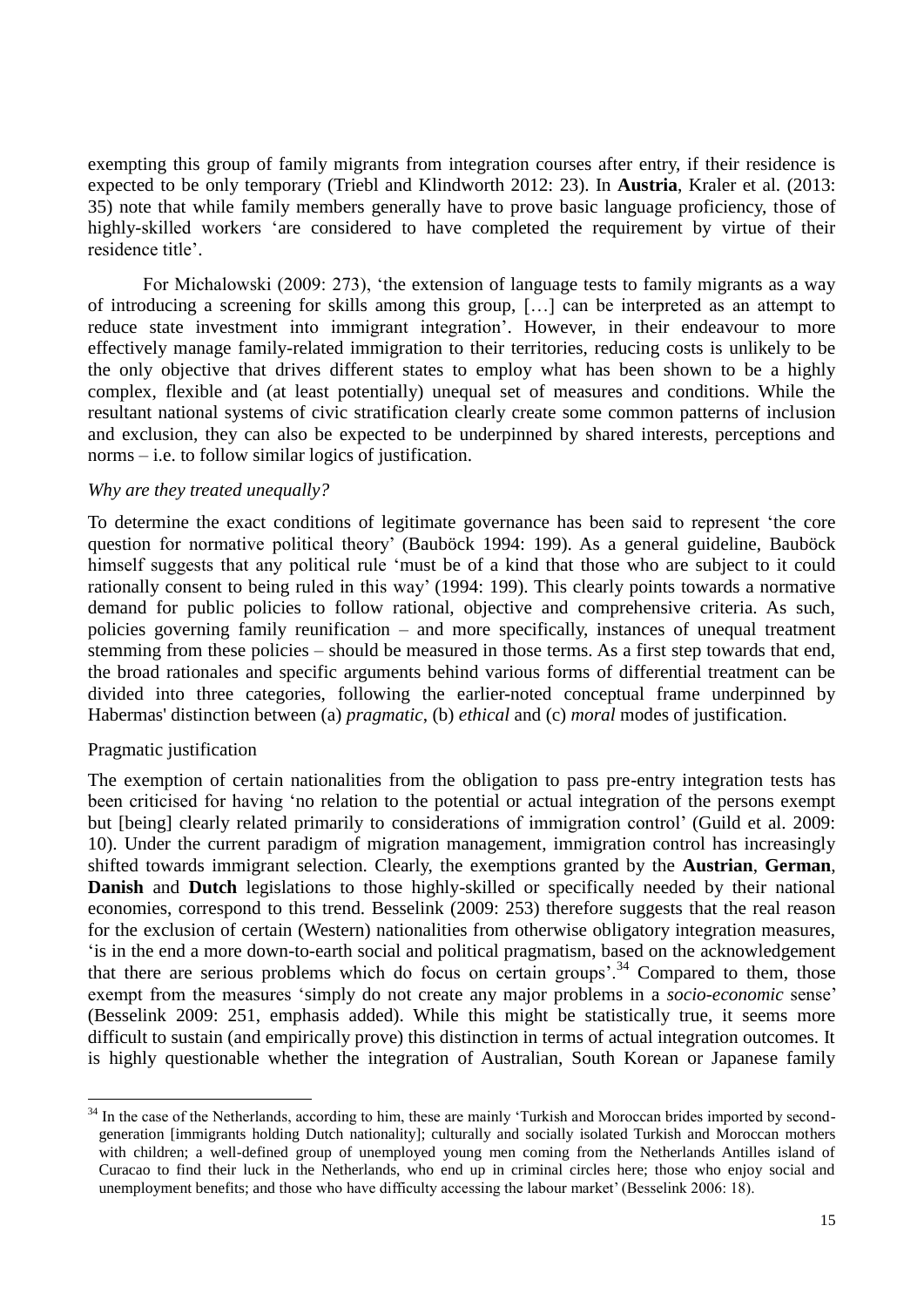exempting this group of family migrants from integration courses after entry, if their residence is expected to be only temporary (Triebl and Klindworth 2012: 23). In **Austria**, Kraler et al. (2013: 35) note that while family members generally have to prove basic language proficiency, those of highly-skilled workers 'are considered to have completed the requirement by virtue of their residence title'.

For Michalowski (2009: 273), 'the extension of language tests to family migrants as a way of introducing a screening for skills among this group, […] can be interpreted as an attempt to reduce state investment into immigrant integration'. However, in their endeavour to more effectively manage family-related immigration to their territories, reducing costs is unlikely to be the only objective that drives different states to employ what has been shown to be a highly complex, flexible and (at least potentially) unequal set of measures and conditions. While the resultant national systems of civic stratification clearly create some common patterns of inclusion and exclusion, they can also be expected to be underpinned by shared interests, perceptions and norms – i.e. to follow similar logics of justification.

*Why are they treated unequally?*

To determine the exact conditions of legitimate governance has been said to represent 'the core question for normative political theory' (Bauböck 1994: 199). As a general guideline, Bauböck himself suggests that any political rule 'must be of a kind that those who are subject to it could rationally consent to being ruled in this way' (1994: 199). This clearly points towards a normative demand for public policies to follow rational, objective and comprehensive criteria. As such, policies governing family reunification – and more specifically, instances of unequal treatment stemming from these policies – should be measured in those terms. As a first step towards that end, the broad rationales and specific arguments behind various forms of differential treatment can be divided into three categories, following the earlier-noted conceptual frame underpinned by Habermas' distinction between (a) *pragmatic*, (b) *ethical* and (c) *moral* modes of justification.

Pragmatic justification

The exemption of certain nationalities from the obligation to pass pre-entry integration tests has been criticised for having 'no relation to the potential or actual integration of the persons exempt but [being] clearly related primarily to considerations of immigration control' (Guild et al. 2009: 10). Under the current paradigm of migration management, immigration control has increasingly shifted towards immigrant selection. Clearly, the exemptions granted by the **Austrian**, **German**, **Danish** and **Dutch** legislations to those highly-skilled or specifically needed by their national economies, correspond to this trend. Besselink (2009: 253) therefore suggests that the real reason for the exclusion of certain (Western) nationalities from otherwise obligatory integration measures, 'is in the end a more down-to-earth social and political pragmatism, based on the acknowledgement that there are serious problems which do focus on certain groups'.[34] Compared to them, those exempt from the measures 'simply do not create any major problems in a *socio-economic* sense' (Besselink 2009: 251, emphasis added). While this might be statistically true, it seems more difficult to sustain (and empirically prove) this distinction in terms of actual integration outcomes. It is highly questionable whether the integration of Australian, South Korean or Japanese family

[34] In the case of the Netherlands, according to him, these are mainly 'Turkish and Moroccan brides imported by second-generation [immigrants holding Dutch nationality]; culturally and socially isolated Turkish and Moroccan mothers with children; a well-defined group of unemployed young men coming from the Netherlands Antilles island of Curacao to find their luck in the Netherlands, who end up in criminal circles here; those who enjoy social and unemployment benefits; and those who have difficulty accessing the labour market' (Besselink 2006: 18).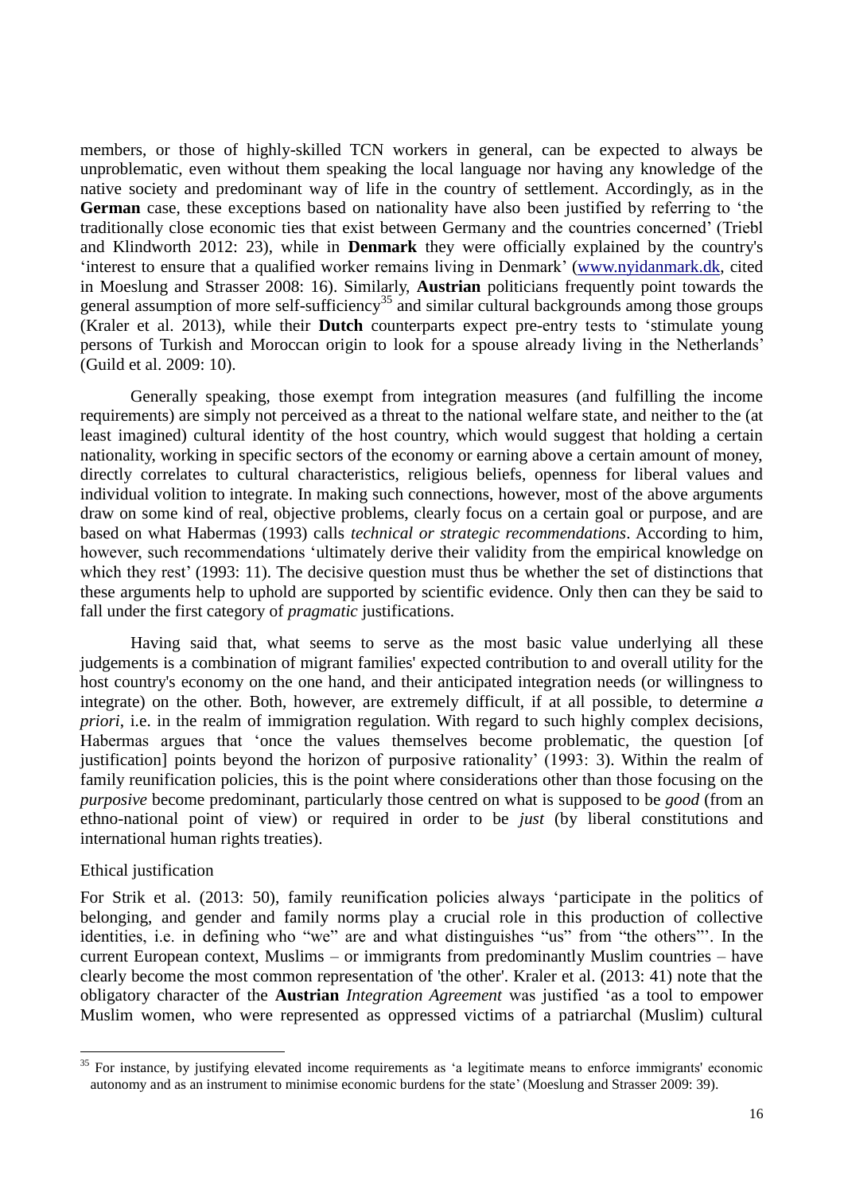members, or those of highly-skilled TCN workers in general, can be expected to always be unproblematic, even without them speaking the local language nor having any knowledge of the native society and predominant way of life in the country of settlement. Accordingly, as in the **German** case, these exceptions based on nationality have also been justified by referring to 'the traditionally close economic ties that exist between Germany and the countries concerned' (Triebl and Klindworth 2012: 23), while in **Denmark** they were officially explained by the country's 'interest to ensure that a qualified worker remains living in Denmark' (www.nyidanmark.dk, cited in Moeslung and Strasser 2008: 16). Similarly, **Austrian** politicians frequently point towards the general assumption of more self-sufficiency[35] and similar cultural backgrounds among those groups (Kraler et al. 2013), while their **Dutch** counterparts expect pre-entry tests to 'stimulate young persons of Turkish and Moroccan origin to look for a spouse already living in the Netherlands' (Guild et al. 2009: 10).

Generally speaking, those exempt from integration measures (and fulfilling the income requirements) are simply not perceived as a threat to the national welfare state, and neither to the (at least imagined) cultural identity of the host country, which would suggest that holding a certain nationality, working in specific sectors of the economy or earning above a certain amount of money, directly correlates to cultural characteristics, religious beliefs, openness for liberal values and individual volition to integrate. In making such connections, however, most of the above arguments draw on some kind of real, objective problems, clearly focus on a certain goal or purpose, and are based on what Habermas (1993) calls *technical or strategic recommendations*. According to him, however, such recommendations 'ultimately derive their validity from the empirical knowledge on which they rest' (1993: 11). The decisive question must thus be whether the set of distinctions that these arguments help to uphold are supported by scientific evidence. Only then can they be said to fall under the first category of *pragmatic* justifications.

Having said that, what seems to serve as the most basic value underlying all these judgements is a combination of migrant families' expected contribution to and overall utility for the host country's economy on the one hand, and their anticipated integration needs (or willingness to integrate) on the other. Both, however, are extremely difficult, if at all possible, to determine *a priori*, i.e. in the realm of immigration regulation. With regard to such highly complex decisions, Habermas argues that 'once the values themselves become problematic, the question [of justification] points beyond the horizon of purposive rationality' (1993: 3). Within the realm of family reunification policies, this is the point where considerations other than those focusing on the *purposive* become predominant, particularly those centred on what is supposed to be *good* (from an ethno-national point of view) or required in order to be *just* (by liberal constitutions and international human rights treaties).

### Ethical justification

For Strik et al. (2013: 50), family reunification policies always 'participate in the politics of belonging, and gender and family norms play a crucial role in this production of collective identities, i.e. in defining who "we" are and what distinguishes "us" from "the others"'. In the current European context, Muslims – or immigrants from predominantly Muslim countries – have clearly become the most common representation of 'the other'. Kraler et al. (2013: 41) note that the obligatory character of the **Austrian** *Integration Agreement* was justified 'as a tool to empower Muslim women, who were represented as oppressed victims of a patriarchal (Muslim) cultural

---

[35] For instance, by justifying elevated income requirements as 'a legitimate means to enforce immigrants' economic autonomy and as an instrument to minimise economic burdens for the state' (Moeslung and Strasser 2009: 39).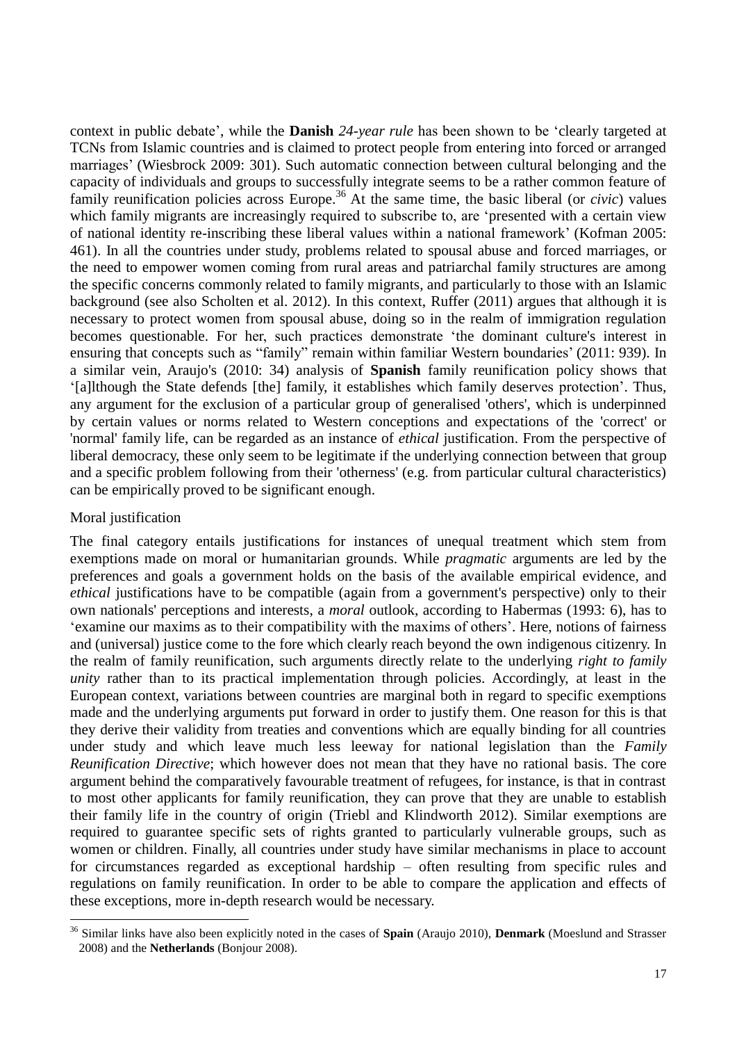context in public debate', while the **Danish** *24-year rule* has been shown to be 'clearly targeted at TCNs from Islamic countries and is claimed to protect people from entering into forced or arranged marriages' (Wiesbrock 2009: 301). Such automatic connection between cultural belonging and the capacity of individuals and groups to successfully integrate seems to be a rather common feature of family reunification policies across Europe.[36] At the same time, the basic liberal (or *civic*) values which family migrants are increasingly required to subscribe to, are 'presented with a certain view of national identity re-inscribing these liberal values within a national framework' (Kofman 2005: 461). In all the countries under study, problems related to spousal abuse and forced marriages, or the need to empower women coming from rural areas and patriarchal family structures are among the specific concerns commonly related to family migrants, and particularly to those with an Islamic background (see also Scholten et al. 2012). In this context, Ruffer (2011) argues that although it is necessary to protect women from spousal abuse, doing so in the realm of immigration regulation becomes questionable. For her, such practices demonstrate 'the dominant culture's interest in ensuring that concepts such as "family" remain within familiar Western boundaries' (2011: 939). In a similar vein, Araujo's (2010: 34) analysis of **Spanish** family reunification policy shows that '[a]lthough the State defends [the] family, it establishes which family deserves protection'. Thus, any argument for the exclusion of a particular group of generalised 'others', which is underpinned by certain values or norms related to Western conceptions and expectations of the 'correct' or 'normal' family life, can be regarded as an instance of *ethical* justification. From the perspective of liberal democracy, these only seem to be legitimate if the underlying connection between that group and a specific problem following from their 'otherness' (e.g. from particular cultural characteristics) can be empirically proved to be significant enough.

### Moral justification

The final category entails justifications for instances of unequal treatment which stem from exemptions made on moral or humanitarian grounds. While *pragmatic* arguments are led by the preferences and goals a government holds on the basis of the available empirical evidence, and *ethical* justifications have to be compatible (again from a government's perspective) only to their own nationals' perceptions and interests, a *moral* outlook, according to Habermas (1993: 6), has to 'examine our maxims as to their compatibility with the maxims of others'. Here, notions of fairness and (universal) justice come to the fore which clearly reach beyond the own indigenous citizenry. In the realm of family reunification, such arguments directly relate to the underlying *right to family unity* rather than to its practical implementation through policies. Accordingly, at least in the European context, variations between countries are marginal both in regard to specific exemptions made and the underlying arguments put forward in order to justify them. One reason for this is that they derive their validity from treaties and conventions which are equally binding for all countries under study and which leave much less leeway for national legislation than the *Family Reunification Directive*; which however does not mean that they have no rational basis. The core argument behind the comparatively favourable treatment of refugees, for instance, is that in contrast to most other applicants for family reunification, they can prove that they are unable to establish their family life in the country of origin (Triebl and Klindworth 2012). Similar exemptions are required to guarantee specific sets of rights granted to particularly vulnerable groups, such as women or children. Finally, all countries under study have similar mechanisms in place to account for circumstances regarded as exceptional hardship – often resulting from specific rules and regulations on family reunification. In order to be able to compare the application and effects of these exceptions, more in-depth research would be necessary.

---

[36] Similar links have also been explicitly noted in the cases of **Spain** (Araujo 2010), **Denmark** (Moeslund and Strasser 2008) and the **Netherlands** (Bonjour 2008).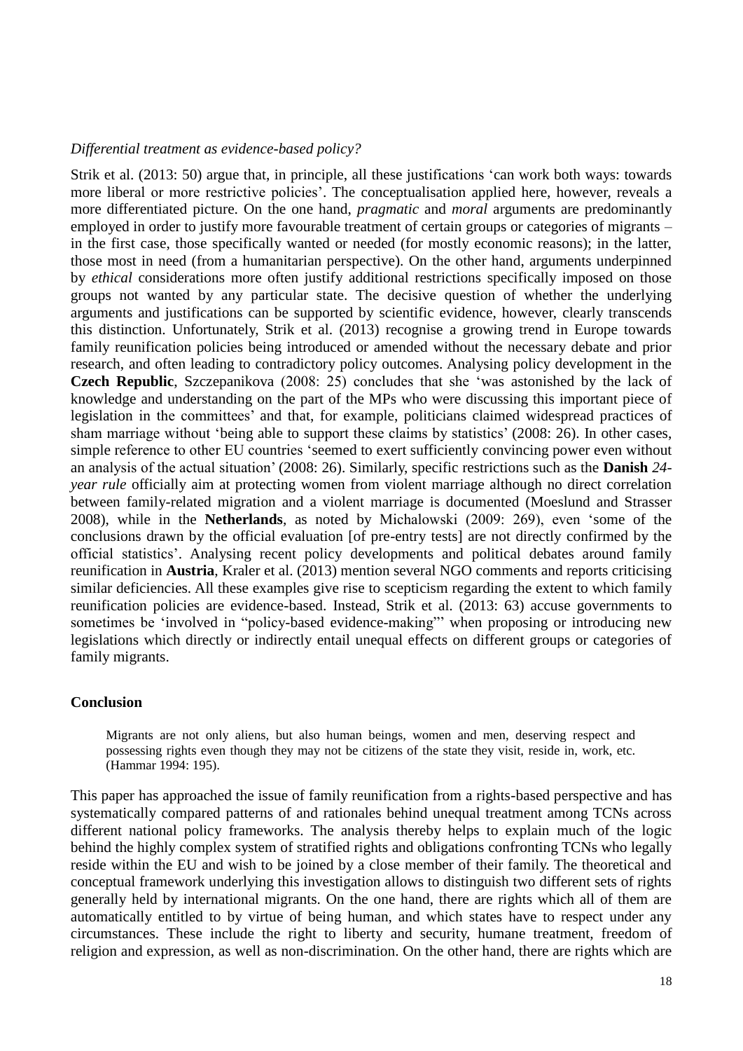*Differential treatment as evidence-based policy?*

Strik et al. (2013: 50) argue that, in principle, all these justifications 'can work both ways: towards more liberal or more restrictive policies'. The conceptualisation applied here, however, reveals a more differentiated picture. On the one hand, *pragmatic* and *moral* arguments are predominantly employed in order to justify more favourable treatment of certain groups or categories of migrants – in the first case, those specifically wanted or needed (for mostly economic reasons); in the latter, those most in need (from a humanitarian perspective). On the other hand, arguments underpinned by *ethical* considerations more often justify additional restrictions specifically imposed on those groups not wanted by any particular state. The decisive question of whether the underlying arguments and justifications can be supported by scientific evidence, however, clearly transcends this distinction. Unfortunately, Strik et al. (2013) recognise a growing trend in Europe towards family reunification policies being introduced or amended without the necessary debate and prior research, and often leading to contradictory policy outcomes. Analysing policy development in the **Czech Republic**, Szczepanikova (2008: 25) concludes that she 'was astonished by the lack of knowledge and understanding on the part of the MPs who were discussing this important piece of legislation in the committees' and that, for example, politicians claimed widespread practices of sham marriage without 'being able to support these claims by statistics' (2008: 26). In other cases, simple reference to other EU countries 'seemed to exert sufficiently convincing power even without an analysis of the actual situation' (2008: 26). Similarly, specific restrictions such as the **Danish** *24-year rule* officially aim at protecting women from violent marriage although no direct correlation between family-related migration and a violent marriage is documented (Moeslund and Strasser 2008), while in the **Netherlands**, as noted by Michalowski (2009: 269), even 'some of the conclusions drawn by the official evaluation [of pre-entry tests] are not directly confirmed by the official statistics'. Analysing recent policy developments and political debates around family reunification in **Austria**, Kraler et al. (2013) mention several NGO comments and reports criticising similar deficiencies. All these examples give rise to scepticism regarding the extent to which family reunification policies are evidence-based. Instead, Strik et al. (2013: 63) accuse governments to sometimes be 'involved in "policy-based evidence-making"' when proposing or introducing new legislations which directly or indirectly entail unequal effects on different groups or categories of family migrants.

## Conclusion

> Migrants are not only aliens, but also human beings, women and men, deserving respect and possessing rights even though they may not be citizens of the state they visit, reside in, work, etc. (Hammar 1994: 195).

This paper has approached the issue of family reunification from a rights-based perspective and has systematically compared patterns of and rationales behind unequal treatment among TCNs across different national policy frameworks. The analysis thereby helps to explain much of the logic behind the highly complex system of stratified rights and obligations confronting TCNs who legally reside within the EU and wish to be joined by a close member of their family. The theoretical and conceptual framework underlying this investigation allows to distinguish two different sets of rights generally held by international migrants. On the one hand, there are rights which all of them are automatically entitled to by virtue of being human, and which states have to respect under any circumstances. These include the right to liberty and security, humane treatment, freedom of religion and expression, as well as non-discrimination. On the other hand, there are rights which are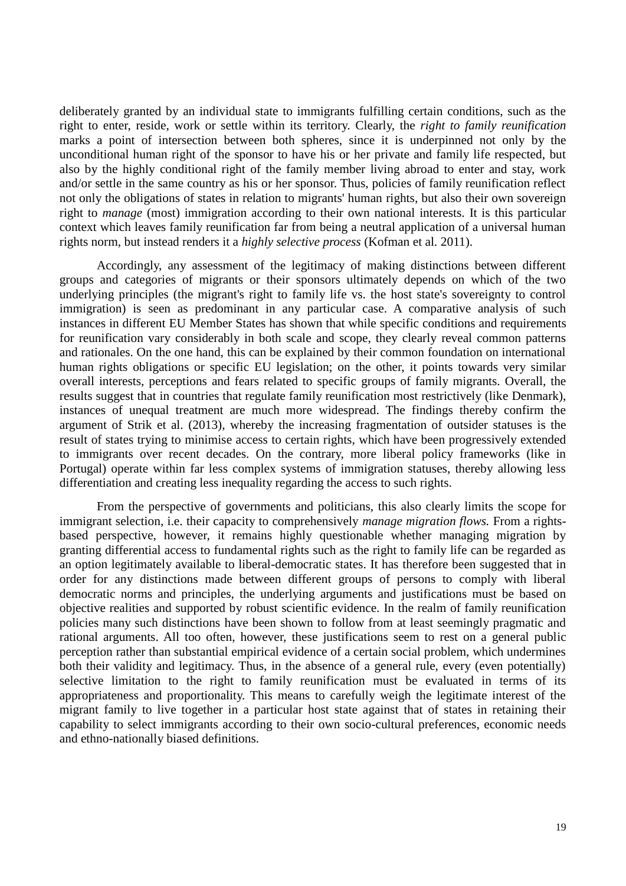deliberately granted by an individual state to immigrants fulfilling certain conditions, such as the right to enter, reside, work or settle within its territory. Clearly, the *right to family reunification* marks a point of intersection between both spheres, since it is underpinned not only by the unconditional human right of the sponsor to have his or her private and family life respected, but also by the highly conditional right of the family member living abroad to enter and stay, work and/or settle in the same country as his or her sponsor. Thus, policies of family reunification reflect not only the obligations of states in relation to migrants' human rights, but also their own sovereign right to *manage* (most) immigration according to their own national interests. It is this particular context which leaves family reunification far from being a neutral application of a universal human rights norm, but instead renders it a *highly selective process* (Kofman et al. 2011).

Accordingly, any assessment of the legitimacy of making distinctions between different groups and categories of migrants or their sponsors ultimately depends on which of the two underlying principles (the migrant's right to family life vs. the host state's sovereignty to control immigration) is seen as predominant in any particular case. A comparative analysis of such instances in different EU Member States has shown that while specific conditions and requirements for reunification vary considerably in both scale and scope, they clearly reveal common patterns and rationales. On the one hand, this can be explained by their common foundation on international human rights obligations or specific EU legislation; on the other, it points towards very similar overall interests, perceptions and fears related to specific groups of family migrants. Overall, the results suggest that in countries that regulate family reunification most restrictively (like Denmark), instances of unequal treatment are much more widespread. The findings thereby confirm the argument of Strik et al. (2013), whereby the increasing fragmentation of outsider statuses is the result of states trying to minimise access to certain rights, which have been progressively extended to immigrants over recent decades. On the contrary, more liberal policy frameworks (like in Portugal) operate within far less complex systems of immigration statuses, thereby allowing less differentiation and creating less inequality regarding the access to such rights.

From the perspective of governments and politicians, this also clearly limits the scope for immigrant selection, i.e. their capacity to comprehensively *manage migration flows.* From a rights-based perspective, however, it remains highly questionable whether managing migration by granting differential access to fundamental rights such as the right to family life can be regarded as an option legitimately available to liberal-democratic states. It has therefore been suggested that in order for any distinctions made between different groups of persons to comply with liberal democratic norms and principles, the underlying arguments and justifications must be based on objective realities and supported by robust scientific evidence. In the realm of family reunification policies many such distinctions have been shown to follow from at least seemingly pragmatic and rational arguments. All too often, however, these justifications seem to rest on a general public perception rather than substantial empirical evidence of a certain social problem, which undermines both their validity and legitimacy. Thus, in the absence of a general rule, every (even potentially) selective limitation to the right to family reunification must be evaluated in terms of its appropriateness and proportionality. This means to carefully weigh the legitimate interest of the migrant family to live together in a particular host state against that of states in retaining their capability to select immigrants according to their own socio-cultural preferences, economic needs and ethno-nationally biased definitions.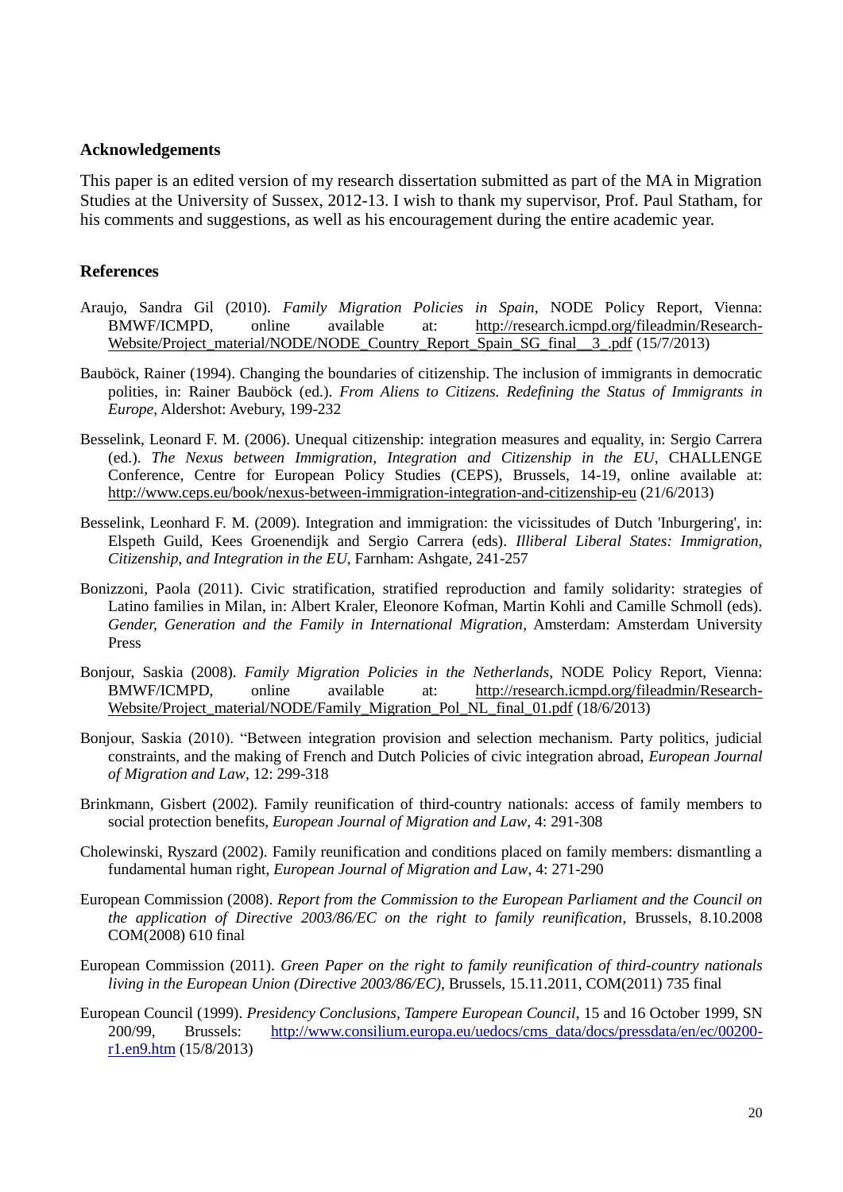## Acknowledgements

This paper is an edited version of my research dissertation submitted as part of the MA in Migration Studies at the University of Sussex, 2012-13. I wish to thank my supervisor, Prof. Paul Statham, for his comments and suggestions, as well as his encouragement during the entire academic year.

## References

Araujo, Sandra Gil (2010). *Family Migration Policies in Spain*, NODE Policy Report, Vienna: BMWF/ICMPD, online available at: http://research.icmpd.org/fileadmin/Research-Website/Project_material/NODE/NODE_Country_Report_Spain_SG_final__3_.pdf (15/7/2013)

Bauböck, Rainer (1994). Changing the boundaries of citizenship. The inclusion of immigrants in democratic polities, in: Rainer Bauböck (ed.). *From Aliens to Citizens. Redefining the Status of Immigrants in Europe*, Aldershot: Avebury, 199-232

Besselink, Leonard F. M. (2006). Unequal citizenship: integration measures and equality, in: Sergio Carrera (ed.). *The Nexus between Immigration, Integration and Citizenship in the EU*, CHALLENGE Conference, Centre for European Policy Studies (CEPS), Brussels, 14-19, online available at: http://www.ceps.eu/book/nexus-between-immigration-integration-and-citizenship-eu (21/6/2013)

Besselink, Leonhard F. M. (2009). Integration and immigration: the vicissitudes of Dutch 'Inburgering', in: Elspeth Guild, Kees Groenendijk and Sergio Carrera (eds). *Illiberal Liberal States: Immigration, Citizenship, and Integration in the EU*, Farnham: Ashgate, 241-257

Bonizzoni, Paola (2011). Civic stratification, stratified reproduction and family solidarity: strategies of Latino families in Milan, in: Albert Kraler, Eleonore Kofman, Martin Kohli and Camille Schmoll (eds). *Gender, Generation and the Family in International Migration*, Amsterdam: Amsterdam University Press

Bonjour, Saskia (2008). *Family Migration Policies in the Netherlands*, NODE Policy Report, Vienna: BMWF/ICMPD, online available at: http://research.icmpd.org/fileadmin/Research-Website/Project_material/NODE/Family_Migration_Pol_NL_final_01.pdf (18/6/2013)

Bonjour, Saskia (2010). "Between integration provision and selection mechanism. Party politics, judicial constraints, and the making of French and Dutch Policies of civic integration abroad, *European Journal of Migration and Law*, 12: 299-318

Brinkmann, Gisbert (2002). Family reunification of third-country nationals: access of family members to social protection benefits, *European Journal of Migration and Law*, 4: 291-308

Cholewinski, Ryszard (2002). Family reunification and conditions placed on family members: dismantling a fundamental human right, *European Journal of Migration and Law*, 4: 271-290

European Commission (2008). *Report from the Commission to the European Parliament and the Council on the application of Directive 2003/86/EC on the right to family reunification*, Brussels, 8.10.2008 COM(2008) 610 final

European Commission (2011). *Green Paper on the right to family reunification of third-country nationals living in the European Union (Directive 2003/86/EC)*, Brussels, 15.11.2011, COM(2011) 735 final

European Council (1999). *Presidency Conclusions, Tampere European Council*, 15 and 16 October 1999, SN 200/99, Brussels: http://www.consilium.europa.eu/uedocs/cms_data/docs/pressdata/en/ec/00200-r1.en9.htm (15/8/2013)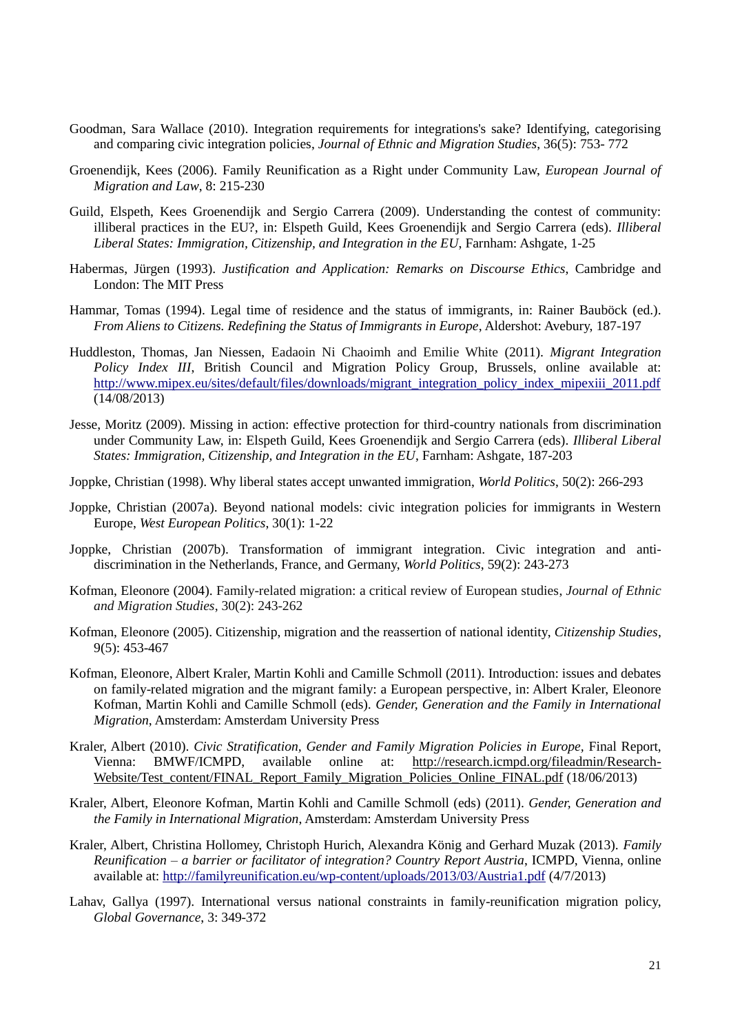Goodman, Sara Wallace (2010). Integration requirements for integrations's sake? Identifying, categorising and comparing civic integration policies, *Journal of Ethnic and Migration Studies*, 36(5): 753- 772

Groenendijk, Kees (2006). Family Reunification as a Right under Community Law, *European Journal of Migration and Law*, 8: 215-230

Guild, Elspeth, Kees Groenendijk and Sergio Carrera (2009). Understanding the contest of community: illiberal practices in the EU?, in: Elspeth Guild, Kees Groenendijk and Sergio Carrera (eds). *Illiberal Liberal States: Immigration, Citizenship, and Integration in the EU*, Farnham: Ashgate, 1-25

Habermas, Jürgen (1993). *Justification and Application: Remarks on Discourse Ethics*, Cambridge and London: The MIT Press

Hammar, Tomas (1994). Legal time of residence and the status of immigrants, in: Rainer Bauböck (ed.). *From Aliens to Citizens. Redefining the Status of Immigrants in Europe*, Aldershot: Avebury, 187-197

Huddleston, Thomas, Jan Niessen, Eadaoin Ni Chaoimh and Emilie White (2011). *Migrant Integration Policy Index III*, British Council and Migration Policy Group, Brussels, online available at: http://www.mipex.eu/sites/default/files/downloads/migrant_integration_policy_index_mipexiii_2011.pdf (14/08/2013)

Jesse, Moritz (2009). Missing in action: effective protection for third-country nationals from discrimination under Community Law, in: Elspeth Guild, Kees Groenendijk and Sergio Carrera (eds). *Illiberal Liberal States: Immigration, Citizenship, and Integration in the EU*, Farnham: Ashgate, 187-203

Joppke, Christian (1998). Why liberal states accept unwanted immigration, *World Politics*, 50(2): 266-293

Joppke, Christian (2007a). Beyond national models: civic integration policies for immigrants in Western Europe, *West European Politics*, 30(1): 1-22

Joppke, Christian (2007b). Transformation of immigrant integration. Civic integration and anti-discrimination in the Netherlands, France, and Germany, *World Politics*, 59(2): 243-273

Kofman, Eleonore (2004). Family-related migration: a critical review of European studies, *Journal of Ethnic and Migration Studies*, 30(2): 243-262

Kofman, Eleonore (2005). Citizenship, migration and the reassertion of national identity, *Citizenship Studies*, 9(5): 453-467

Kofman, Eleonore, Albert Kraler, Martin Kohli and Camille Schmoll (2011). Introduction: issues and debates on family-related migration and the migrant family: a European perspective, in: Albert Kraler, Eleonore Kofman, Martin Kohli and Camille Schmoll (eds). *Gender, Generation and the Family in International Migration*, Amsterdam: Amsterdam University Press

Kraler, Albert (2010). *Civic Stratification, Gender and Family Migration Policies in Europe*, Final Report, Vienna: BMWF/ICMPD, available online at: http://research.icmpd.org/fileadmin/Research-Website/Test_content/FINAL_Report_Family_Migration_Policies_Online_FINAL.pdf (18/06/2013)

Kraler, Albert, Eleonore Kofman, Martin Kohli and Camille Schmoll (eds) (2011). *Gender, Generation and the Family in International Migration*, Amsterdam: Amsterdam University Press

Kraler, Albert, Christina Hollomey, Christoph Hurich, Alexandra König and Gerhard Muzak (2013). *Family Reunification – a barrier or facilitator of integration? Country Report Austria*, ICMPD, Vienna, online available at: http://familyreunification.eu/wp-content/uploads/2013/03/Austria1.pdf (4/7/2013)

Lahav, Gallya (1997). International versus national constraints in family-reunification migration policy, *Global Governance*, 3: 349-372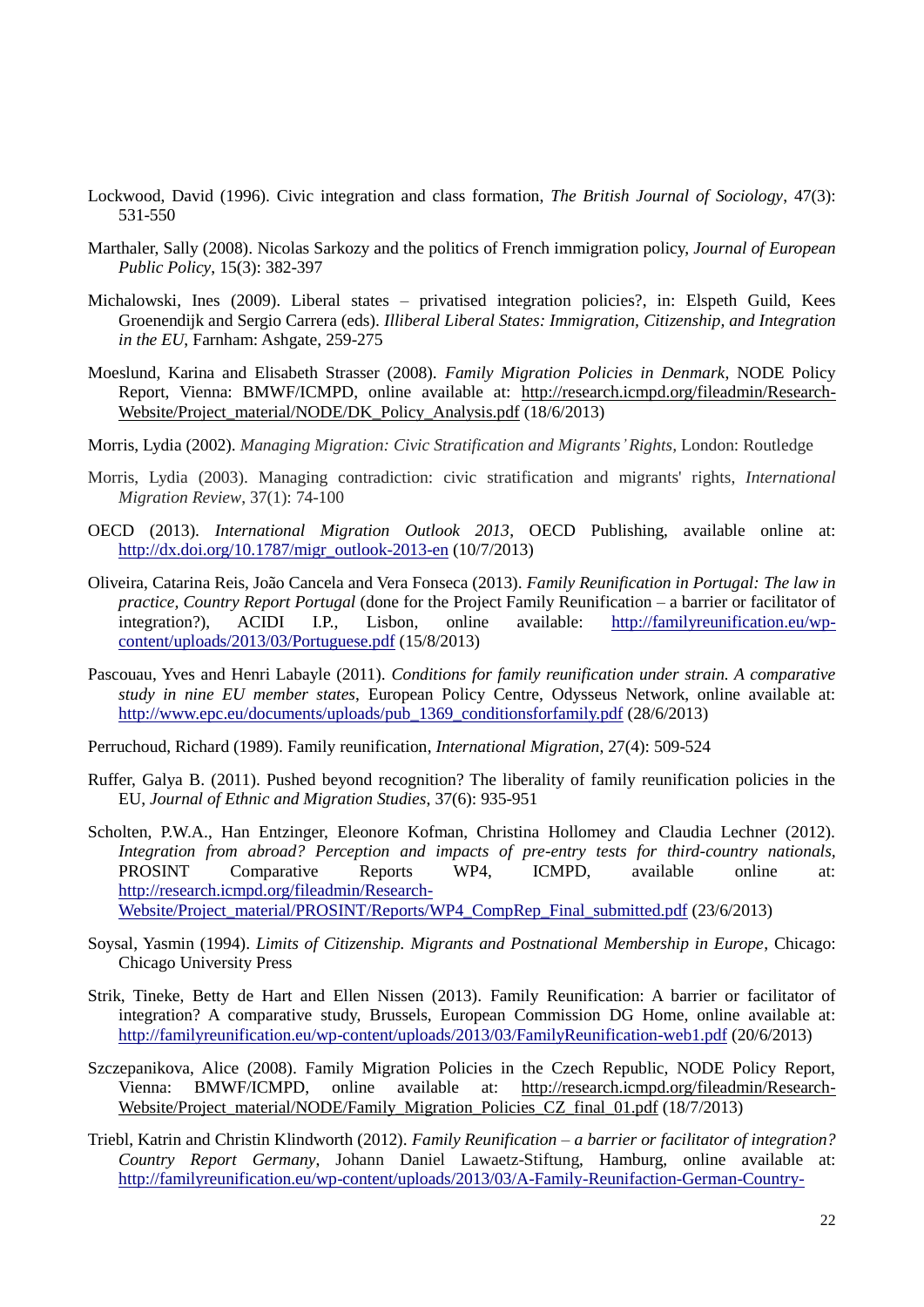Lockwood, David (1996). Civic integration and class formation, *The British Journal of Sociology*, 47(3): 531-550

Marthaler, Sally (2008). Nicolas Sarkozy and the politics of French immigration policy, *Journal of European Public Policy*, 15(3): 382-397

Michalowski, Ines (2009). Liberal states – privatised integration policies?, in: Elspeth Guild, Kees Groenendijk and Sergio Carrera (eds). *Illiberal Liberal States: Immigration, Citizenship, and Integration in the EU*, Farnham: Ashgate, 259-275

Moeslund, Karina and Elisabeth Strasser (2008). *Family Migration Policies in Denmark*, NODE Policy Report, Vienna: BMWF/ICMPD, online available at: http://research.icmpd.org/fileadmin/Research-Website/Project_material/NODE/DK_Policy_Analysis.pdf (18/6/2013)

Morris, Lydia (2002). *Managing Migration: Civic Stratification and Migrants' Rights*, London: Routledge

Morris, Lydia (2003). Managing contradiction: civic stratification and migrants' rights, *International Migration Review*, 37(1): 74-100

OECD (2013). *International Migration Outlook 2013*, OECD Publishing, available online at: http://dx.doi.org/10.1787/migr_outlook-2013-en (10/7/2013)

Oliveira, Catarina Reis, João Cancela and Vera Fonseca (2013). *Family Reunification in Portugal: The law in practice, Country Report Portugal* (done for the Project Family Reunification – a barrier or facilitator of integration?), ACIDI I.P., Lisbon, online available: http://familyreunification.eu/wp-content/uploads/2013/03/Portuguese.pdf (15/8/2013)

Pascouau, Yves and Henri Labayle (2011). *Conditions for family reunification under strain. A comparative study in nine EU member states*, European Policy Centre, Odysseus Network, online available at: http://www.epc.eu/documents/uploads/pub_1369_conditionsforfamily.pdf (28/6/2013)

Perruchoud, Richard (1989). Family reunification, *International Migration*, 27(4): 509-524

Ruffer, Galya B. (2011). Pushed beyond recognition? The liberality of family reunification policies in the EU, *Journal of Ethnic and Migration Studies*, 37(6): 935-951

Scholten, P.W.A., Han Entzinger, Eleonore Kofman, Christina Hollomey and Claudia Lechner (2012). *Integration from abroad? Perception and impacts of pre-entry tests for third-country nationals*, PROSINT Comparative Reports WP4, ICMPD, available online at: http://research.icmpd.org/fileadmin/Research-Website/Project_material/PROSINT/Reports/WP4_CompRep_Final_submitted.pdf (23/6/2013)

Soysal, Yasmin (1994). *Limits of Citizenship. Migrants and Postnational Membership in Europe*, Chicago: Chicago University Press

Strik, Tineke, Betty de Hart and Ellen Nissen (2013). Family Reunification: A barrier or facilitator of integration? A comparative study, Brussels, European Commission DG Home, online available at: http://familyreunification.eu/wp-content/uploads/2013/03/FamilyReunification-web1.pdf (20/6/2013)

Szczepanikova, Alice (2008). Family Migration Policies in the Czech Republic, NODE Policy Report, Vienna: BMWF/ICMPD, online available at: http://research.icmpd.org/fileadmin/Research-Website/Project_material/NODE/Family_Migration_Policies_CZ_final_01.pdf (18/7/2013)

Triebl, Katrin and Christin Klindworth (2012). *Family Reunification – a barrier or facilitator of integration? Country Report Germany*, Johann Daniel Lawaetz-Stiftung, Hamburg, online available at: http://familyreunification.eu/wp-content/uploads/2013/03/A-Family-Reunifaction-German-Country-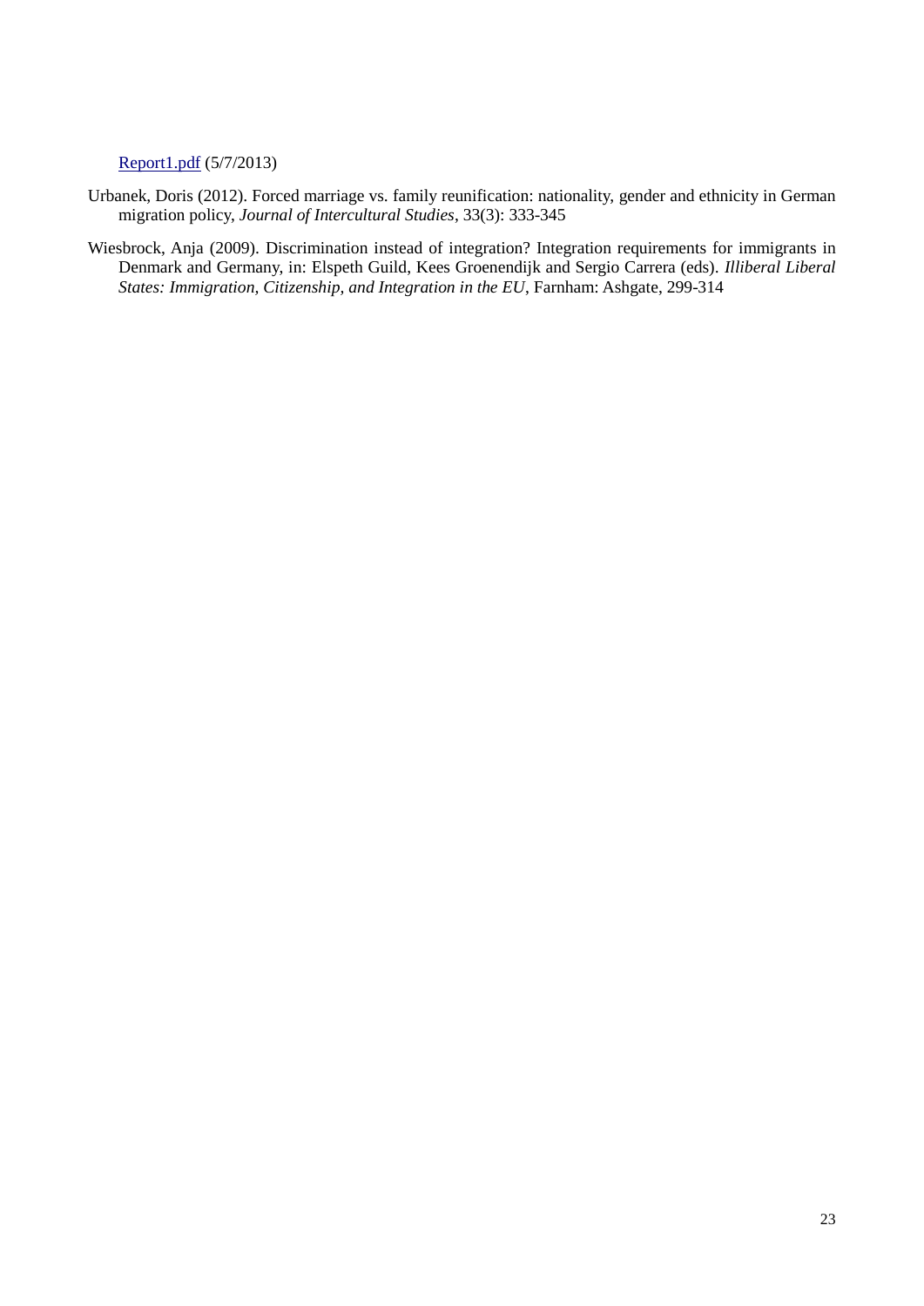Report1.pdf (5/7/2013)

Urbanek, Doris (2012). Forced marriage vs. family reunification: nationality, gender and ethnicity in German migration policy, *Journal of Intercultural Studies*, 33(3): 333-345

Wiesbrock, Anja (2009). Discrimination instead of integration? Integration requirements for immigrants in Denmark and Germany, in: Elspeth Guild, Kees Groenendijk and Sergio Carrera (eds). *Illiberal Liberal States: Immigration, Citizenship, and Integration in the EU*, Farnham: Ashgate, 299-314